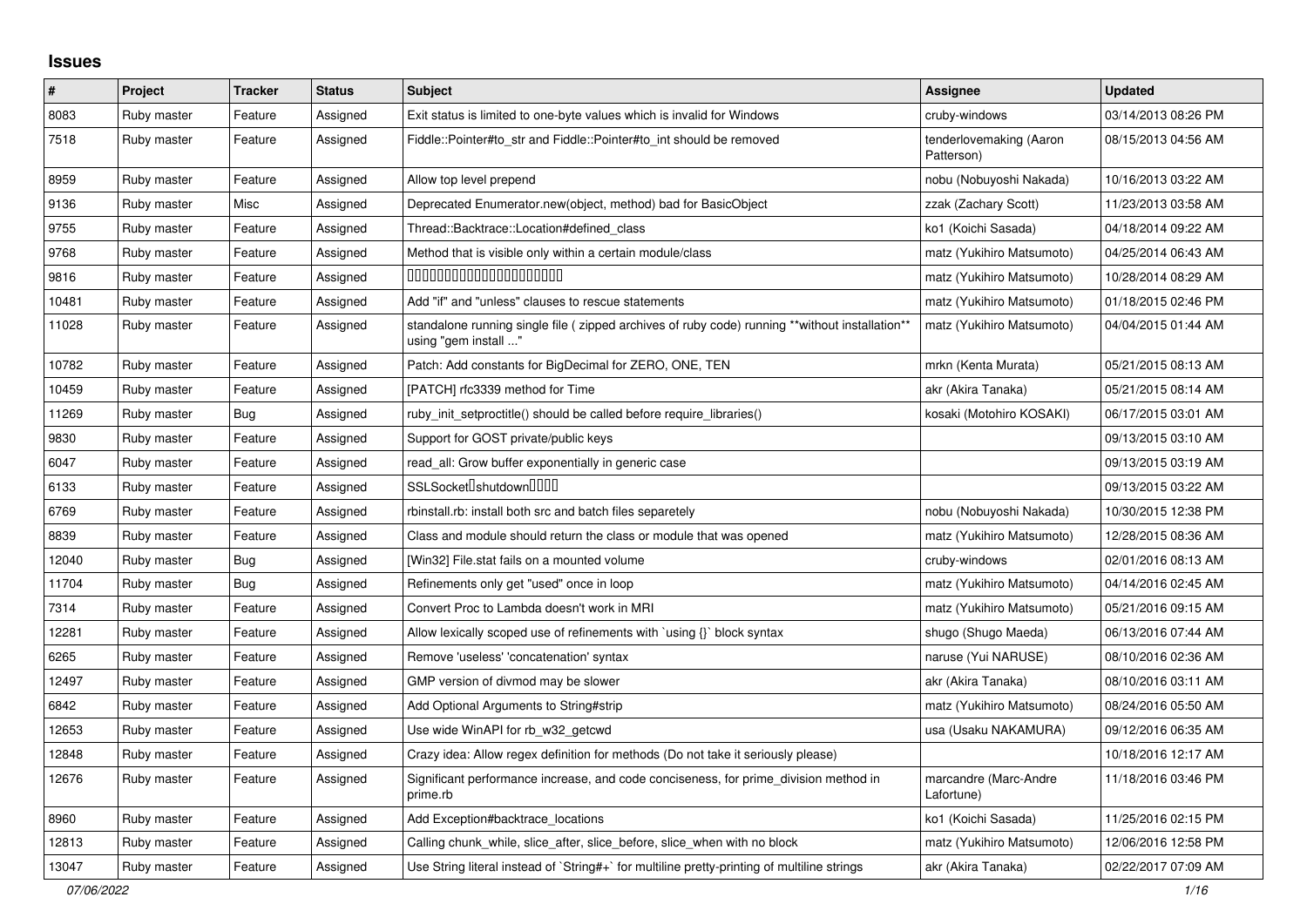# Issues

| # | Project | Tracker | Status | Subject | Assignee | Updated |
|---|---|---|---|---|---|---|
| 8083 | Ruby master | Feature | Assigned | Exit status is limited to one-byte values which is invalid for Windows | cruby-windows | 03/14/2013 08:26 PM |
| 7518 | Ruby master | Feature | Assigned | Fiddle::Pointer#to_str and Fiddle::Pointer#to_int should be removed | tenderlovemaking (Aaron Patterson) | 08/15/2013 04:56 AM |
| 8959 | Ruby master | Feature | Assigned | Allow top level prepend | nobu (Nobuyoshi Nakada) | 10/16/2013 03:22 AM |
| 9136 | Ruby master | Misc | Assigned | Deprecated Enumerator.new(object, method) bad for BasicObject | zzak (Zachary Scott) | 11/23/2013 03:58 AM |
| 9755 | Ruby master | Feature | Assigned | Thread::Backtrace::Location#defined_class | ko1 (Koichi Sasada) | 04/18/2014 09:22 AM |
| 9768 | Ruby master | Feature | Assigned | Method that is visible only within a certain module/class | matz (Yukihiro Matsumoto) | 04/25/2014 06:43 AM |
| 9816 | Ruby master | Feature | Assigned | ���������������������� | matz (Yukihiro Matsumoto) | 10/28/2014 08:29 AM |
| 10481 | Ruby master | Feature | Assigned | Add "if" and "unless" clauses to rescue statements | matz (Yukihiro Matsumoto) | 01/18/2015 02:46 PM |
| 11028 | Ruby master | Feature | Assigned | standalone running single file ( zipped archives of ruby code) running **without installation** using "gem install ..." | matz (Yukihiro Matsumoto) | 04/04/2015 01:44 AM |
| 10782 | Ruby master | Feature | Assigned | Patch: Add constants for BigDecimal for ZERO, ONE, TEN | mrkn (Kenta Murata) | 05/21/2015 08:13 AM |
| 10459 | Ruby master | Feature | Assigned | [PATCH] rfc3339 method for Time | akr (Akira Tanaka) | 05/21/2015 08:14 AM |
| 11269 | Ruby master | Bug | Assigned | ruby_init_setproctitle() should be called before require_libraries() | kosaki (Motohiro KOSAKI) | 06/17/2015 03:01 AM |
| 9830 | Ruby master | Feature | Assigned | Support for GOST private/public keys | | 09/13/2015 03:10 AM |
| 6047 | Ruby master | Feature | Assigned | read_all: Grow buffer exponentially in generic case | | 09/13/2015 03:19 AM |
| 6133 | Ruby master | Feature | Assigned | SSLSocket�shutdown���� | | 09/13/2015 03:22 AM |
| 6769 | Ruby master | Feature | Assigned | rbinstall.rb: install both src and batch files separetely | nobu (Nobuyoshi Nakada) | 10/30/2015 12:38 PM |
| 8839 | Ruby master | Feature | Assigned | Class and module should return the class or module that was opened | matz (Yukihiro Matsumoto) | 12/28/2015 08:36 AM |
| 12040 | Ruby master | Bug | Assigned | [Win32] File.stat fails on a mounted volume | cruby-windows | 02/01/2016 08:13 AM |
| 11704 | Ruby master | Bug | Assigned | Refinements only get "used" once in loop | matz (Yukihiro Matsumoto) | 04/14/2016 02:45 AM |
| 7314 | Ruby master | Feature | Assigned | Convert Proc to Lambda doesn't work in MRI | matz (Yukihiro Matsumoto) | 05/21/2016 09:15 AM |
| 12281 | Ruby master | Feature | Assigned | Allow lexically scoped use of refinements with `using {}` block syntax | shugo (Shugo Maeda) | 06/13/2016 07:44 AM |
| 6265 | Ruby master | Feature | Assigned | Remove 'useless' 'concatenation' syntax | naruse (Yui NARUSE) | 08/10/2016 02:36 AM |
| 12497 | Ruby master | Feature | Assigned | GMP version of divmod may be slower | akr (Akira Tanaka) | 08/10/2016 03:11 AM |
| 6842 | Ruby master | Feature | Assigned | Add Optional Arguments to String#strip | matz (Yukihiro Matsumoto) | 08/24/2016 05:50 AM |
| 12653 | Ruby master | Feature | Assigned | Use wide WinAPI for rb_w32_getcwd | usa (Usaku NAKAMURA) | 09/12/2016 06:35 AM |
| 12848 | Ruby master | Feature | Assigned | Crazy idea: Allow regex definition for methods (Do not take it seriously please) | | 10/18/2016 12:17 AM |
| 12676 | Ruby master | Feature | Assigned | Significant performance increase, and code conciseness, for prime_division method in prime.rb | marcandre (Marc-Andre Lafortune) | 11/18/2016 03:46 PM |
| 8960 | Ruby master | Feature | Assigned | Add Exception#backtrace_locations | ko1 (Koichi Sasada) | 11/25/2016 02:15 PM |
| 12813 | Ruby master | Feature | Assigned | Calling chunk_while, slice_after, slice_before, slice_when with no block | matz (Yukihiro Matsumoto) | 12/06/2016 12:58 PM |
| 13047 | Ruby master | Feature | Assigned | Use String literal instead of `String#+` for multiline pretty-printing of multiline strings | akr (Akira Tanaka) | 02/22/2017 07:09 AM |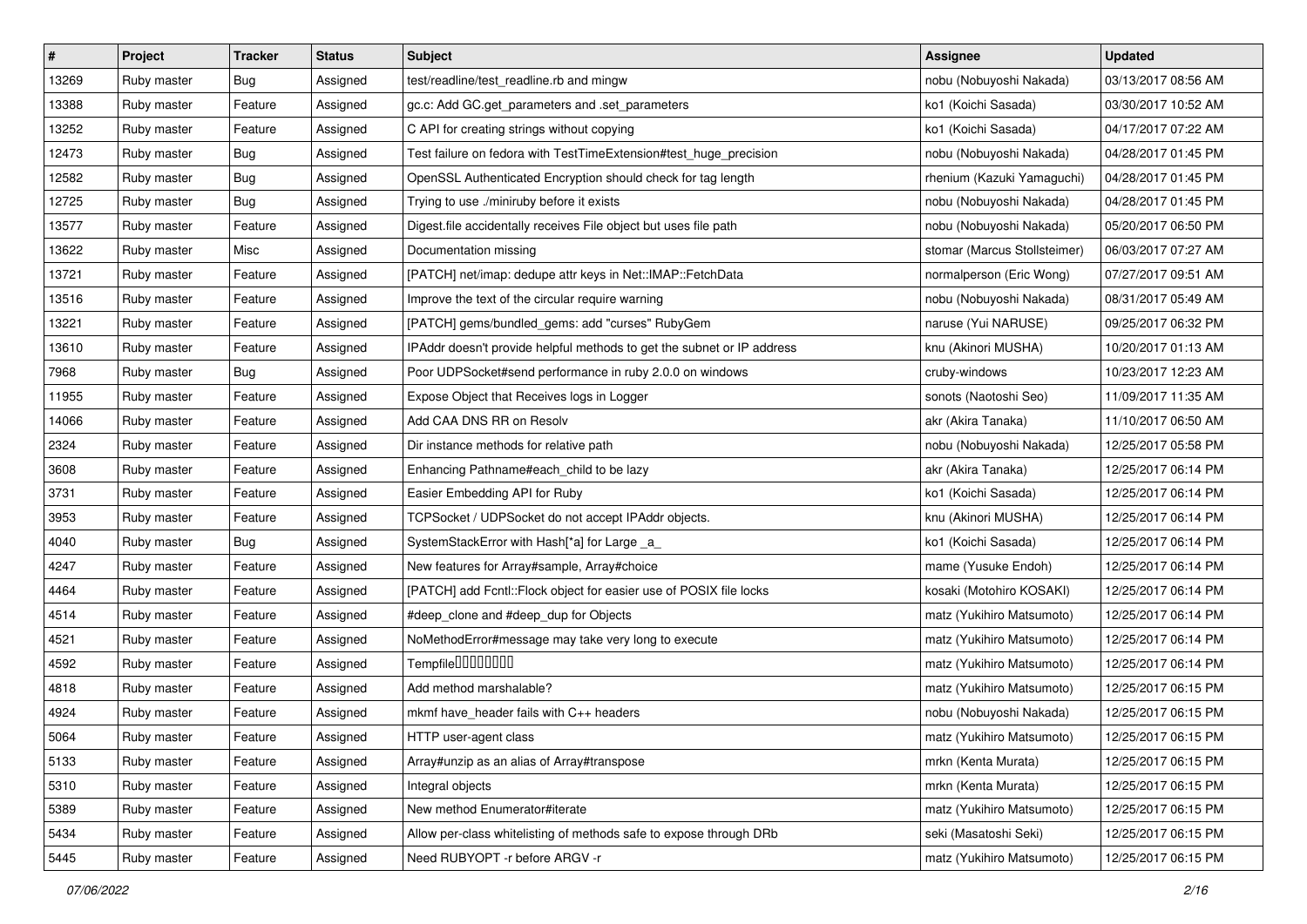| # | Project | Tracker | Status | Subject | Assignee | Updated |
|---|---|---|---|---|---|---|
| 13269 | Ruby master | Bug | Assigned | test/readline/test_readline.rb and mingw | nobu (Nobuyoshi Nakada) | 03/13/2017 08:56 AM |
| 13388 | Ruby master | Feature | Assigned | gc.c: Add GC.get_parameters and .set_parameters | ko1 (Koichi Sasada) | 03/30/2017 10:52 AM |
| 13252 | Ruby master | Feature | Assigned | C API for creating strings without copying | ko1 (Koichi Sasada) | 04/17/2017 07:22 AM |
| 12473 | Ruby master | Bug | Assigned | Test failure on fedora with TestTimeExtension#test_huge_precision | nobu (Nobuyoshi Nakada) | 04/28/2017 01:45 PM |
| 12582 | Ruby master | Bug | Assigned | OpenSSL Authenticated Encryption should check for tag length | rhenium (Kazuki Yamaguchi) | 04/28/2017 01:45 PM |
| 12725 | Ruby master | Bug | Assigned | Trying to use ./miniruby before it exists | nobu (Nobuyoshi Nakada) | 04/28/2017 01:45 PM |
| 13577 | Ruby master | Feature | Assigned | Digest.file accidentally receives File object but uses file path | nobu (Nobuyoshi Nakada) | 05/20/2017 06:50 PM |
| 13622 | Ruby master | Misc | Assigned | Documentation missing | stomar (Marcus Stollsteimer) | 06/03/2017 07:27 AM |
| 13721 | Ruby master | Feature | Assigned | [PATCH] net/imap: dedupe attr keys in Net::IMAP::FetchData | normalperson (Eric Wong) | 07/27/2017 09:51 AM |
| 13516 | Ruby master | Feature | Assigned | Improve the text of the circular require warning | nobu (Nobuyoshi Nakada) | 08/31/2017 05:49 AM |
| 13221 | Ruby master | Feature | Assigned | [PATCH] gems/bundled_gems: add "curses" RubyGem | naruse (Yui NARUSE) | 09/25/2017 06:32 PM |
| 13610 | Ruby master | Feature | Assigned | IPAddr doesn't provide helpful methods to get the subnet or IP address | knu (Akinori MUSHA) | 10/20/2017 01:13 AM |
| 7968 | Ruby master | Bug | Assigned | Poor UDPSocket#send performance in ruby 2.0.0 on windows | cruby-windows | 10/23/2017 12:23 AM |
| 11955 | Ruby master | Feature | Assigned | Expose Object that Receives logs in Logger | sonots (Naotoshi Seo) | 11/09/2017 11:35 AM |
| 14066 | Ruby master | Feature | Assigned | Add CAA DNS RR on Resolv | akr (Akira Tanaka) | 11/10/2017 06:50 AM |
| 2324 | Ruby master | Feature | Assigned | Dir instance methods for relative path | nobu (Nobuyoshi Nakada) | 12/25/2017 05:58 PM |
| 3608 | Ruby master | Feature | Assigned | Enhancing Pathname#each_child to be lazy | akr (Akira Tanaka) | 12/25/2017 06:14 PM |
| 3731 | Ruby master | Feature | Assigned | Easier Embedding API for Ruby | ko1 (Koichi Sasada) | 12/25/2017 06:14 PM |
| 3953 | Ruby master | Feature | Assigned | TCPSocket / UDPSocket do not accept IPAddr objects. | knu (Akinori MUSHA) | 12/25/2017 06:14 PM |
| 4040 | Ruby master | Bug | Assigned | SystemStackError with Hash[*a] for Large _a_ | ko1 (Koichi Sasada) | 12/25/2017 06:14 PM |
| 4247 | Ruby master | Feature | Assigned | New features for Array#sample, Array#choice | mame (Yusuke Endoh) | 12/25/2017 06:14 PM |
| 4464 | Ruby master | Feature | Assigned | [PATCH] add Fcntl::Flock object for easier use of POSIX file locks | kosaki (Motohiro KOSAKI) | 12/25/2017 06:14 PM |
| 4514 | Ruby master | Feature | Assigned | #deep_clone and #deep_dup for Objects | matz (Yukihiro Matsumoto) | 12/25/2017 06:14 PM |
| 4521 | Ruby master | Feature | Assigned | NoMethodError#message may take very long to execute | matz (Yukihiro Matsumoto) | 12/25/2017 06:14 PM |
| 4592 | Ruby master | Feature | Assigned | Tempfile�������� | matz (Yukihiro Matsumoto) | 12/25/2017 06:14 PM |
| 4818 | Ruby master | Feature | Assigned | Add method marshalable? | matz (Yukihiro Matsumoto) | 12/25/2017 06:15 PM |
| 4924 | Ruby master | Feature | Assigned | mkmf have_header fails with C++ headers | nobu (Nobuyoshi Nakada) | 12/25/2017 06:15 PM |
| 5064 | Ruby master | Feature | Assigned | HTTP user-agent class | matz (Yukihiro Matsumoto) | 12/25/2017 06:15 PM |
| 5133 | Ruby master | Feature | Assigned | Array#unzip as an alias of Array#transpose | mrkn (Kenta Murata) | 12/25/2017 06:15 PM |
| 5310 | Ruby master | Feature | Assigned | Integral objects | mrkn (Kenta Murata) | 12/25/2017 06:15 PM |
| 5389 | Ruby master | Feature | Assigned | New method Enumerator#iterate | matz (Yukihiro Matsumoto) | 12/25/2017 06:15 PM |
| 5434 | Ruby master | Feature | Assigned | Allow per-class whitelisting of methods safe to expose through DRb | seki (Masatoshi Seki) | 12/25/2017 06:15 PM |
| 5445 | Ruby master | Feature | Assigned | Need RUBYOPT -r before ARGV -r | matz (Yukihiro Matsumoto) | 12/25/2017 06:15 PM |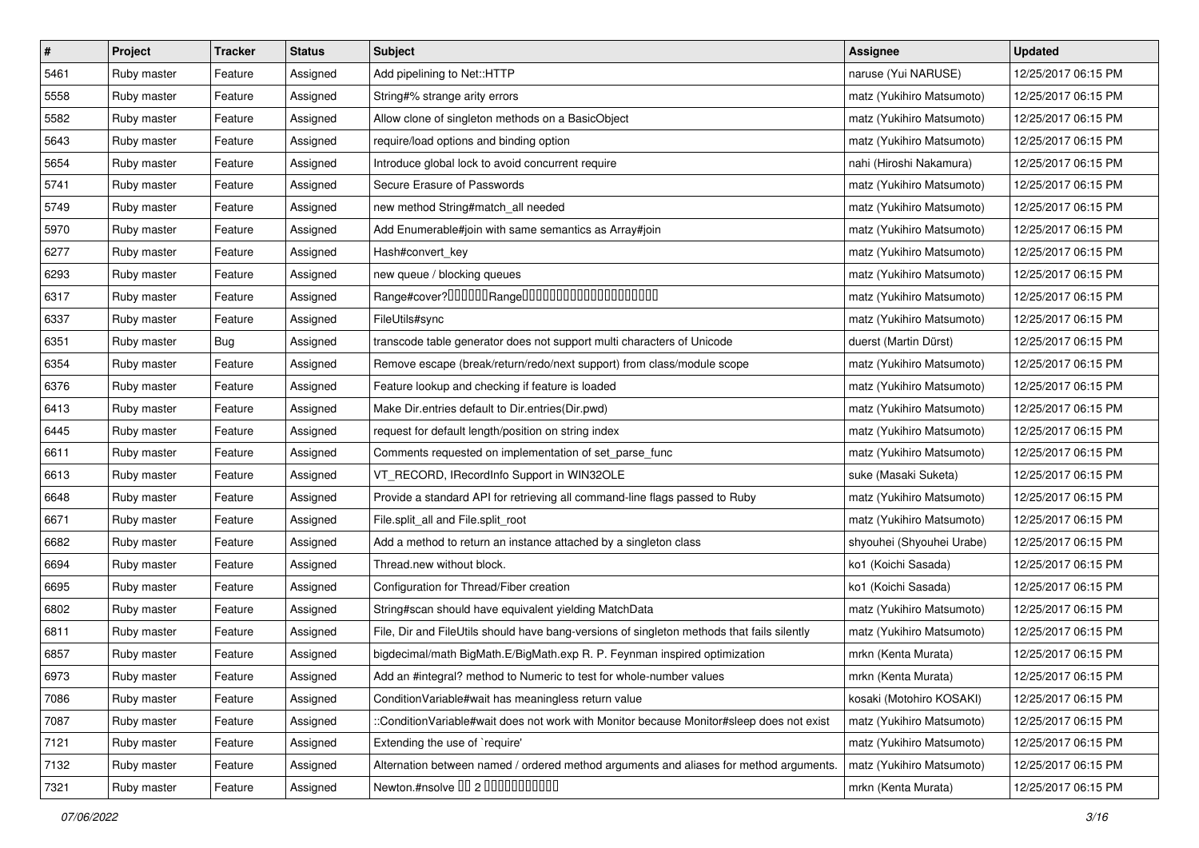| # | Project | Tracker | Status | Subject | Assignee | Updated |
|---|---|---|---|---|---|---|
| 5461 | Ruby master | Feature | Assigned | Add pipelining to Net::HTTP | naruse (Yui NARUSE) | 12/25/2017 06:15 PM |
| 5558 | Ruby master | Feature | Assigned | String#% strange arity errors | matz (Yukihiro Matsumoto) | 12/25/2017 06:15 PM |
| 5582 | Ruby master | Feature | Assigned | Allow clone of singleton methods on a BasicObject | matz (Yukihiro Matsumoto) | 12/25/2017 06:15 PM |
| 5643 | Ruby master | Feature | Assigned | require/load options and binding option | matz (Yukihiro Matsumoto) | 12/25/2017 06:15 PM |
| 5654 | Ruby master | Feature | Assigned | Introduce global lock to avoid concurrent require | nahi (Hiroshi Nakamura) | 12/25/2017 06:15 PM |
| 5741 | Ruby master | Feature | Assigned | Secure Erasure of Passwords | matz (Yukihiro Matsumoto) | 12/25/2017 06:15 PM |
| 5749 | Ruby master | Feature | Assigned | new method String#match_all needed | matz (Yukihiro Matsumoto) | 12/25/2017 06:15 PM |
| 5970 | Ruby master | Feature | Assigned | Add Enumerable#join with same semantics as Array#join | matz (Yukihiro Matsumoto) | 12/25/2017 06:15 PM |
| 6277 | Ruby master | Feature | Assigned | Hash#convert_key | matz (Yukihiro Matsumoto) | 12/25/2017 06:15 PM |
| 6293 | Ruby master | Feature | Assigned | new queue / blocking queues | matz (Yukihiro Matsumoto) | 12/25/2017 06:15 PM |
| 6317 | Ruby master | Feature | Assigned | Range#cover?□□□□□□Range□□□□□□□□□□□□□□□□□□□□ | matz (Yukihiro Matsumoto) | 12/25/2017 06:15 PM |
| 6337 | Ruby master | Feature | Assigned | FileUtils#sync | matz (Yukihiro Matsumoto) | 12/25/2017 06:15 PM |
| 6351 | Ruby master | Bug | Assigned | transcode table generator does not support multi characters of Unicode | duerst (Martin Dürst) | 12/25/2017 06:15 PM |
| 6354 | Ruby master | Feature | Assigned | Remove escape (break/return/redo/next support) from class/module scope | matz (Yukihiro Matsumoto) | 12/25/2017 06:15 PM |
| 6376 | Ruby master | Feature | Assigned | Feature lookup and checking if feature is loaded | matz (Yukihiro Matsumoto) | 12/25/2017 06:15 PM |
| 6413 | Ruby master | Feature | Assigned | Make Dir.entries default to Dir.entries(Dir.pwd) | matz (Yukihiro Matsumoto) | 12/25/2017 06:15 PM |
| 6445 | Ruby master | Feature | Assigned | request for default length/position on string index | matz (Yukihiro Matsumoto) | 12/25/2017 06:15 PM |
| 6611 | Ruby master | Feature | Assigned | Comments requested on implementation of set_parse_func | matz (Yukihiro Matsumoto) | 12/25/2017 06:15 PM |
| 6613 | Ruby master | Feature | Assigned | VT_RECORD, IRecordInfo Support in WIN32OLE | suke (Masaki Suketa) | 12/25/2017 06:15 PM |
| 6648 | Ruby master | Feature | Assigned | Provide a standard API for retrieving all command-line flags passed to Ruby | matz (Yukihiro Matsumoto) | 12/25/2017 06:15 PM |
| 6671 | Ruby master | Feature | Assigned | File.split_all and File.split_root | matz (Yukihiro Matsumoto) | 12/25/2017 06:15 PM |
| 6682 | Ruby master | Feature | Assigned | Add a method to return an instance attached by a singleton class | shyouhei (Shyouhei Urabe) | 12/25/2017 06:15 PM |
| 6694 | Ruby master | Feature | Assigned | Thread.new without block. | ko1 (Koichi Sasada) | 12/25/2017 06:15 PM |
| 6695 | Ruby master | Feature | Assigned | Configuration for Thread/Fiber creation | ko1 (Koichi Sasada) | 12/25/2017 06:15 PM |
| 6802 | Ruby master | Feature | Assigned | String#scan should have equivalent yielding MatchData | matz (Yukihiro Matsumoto) | 12/25/2017 06:15 PM |
| 6811 | Ruby master | Feature | Assigned | File, Dir and FileUtils should have bang-versions of singleton methods that fails silently | matz (Yukihiro Matsumoto) | 12/25/2017 06:15 PM |
| 6857 | Ruby master | Feature | Assigned | bigdecimal/math BigMath.E/BigMath.exp R. P. Feynman inspired optimization | mrkn (Kenta Murata) | 12/25/2017 06:15 PM |
| 6973 | Ruby master | Feature | Assigned | Add an #integral? method to Numeric to test for whole-number values | mrkn (Kenta Murata) | 12/25/2017 06:15 PM |
| 7086 | Ruby master | Feature | Assigned | ConditionVariable#wait has meaningless return value | kosaki (Motohiro KOSAKI) | 12/25/2017 06:15 PM |
| 7087 | Ruby master | Feature | Assigned | ::ConditionVariable#wait does not work with Monitor because Monitor#sleep does not exist | matz (Yukihiro Matsumoto) | 12/25/2017 06:15 PM |
| 7121 | Ruby master | Feature | Assigned | Extending the use of `require' | matz (Yukihiro Matsumoto) | 12/25/2017 06:15 PM |
| 7132 | Ruby master | Feature | Assigned | Alternation between named / ordered method arguments and aliases for method arguments. | matz (Yukihiro Matsumoto) | 12/25/2017 06:15 PM |
| 7321 | Ruby master | Feature | Assigned | Newton.#nsolve □□ 2 □□□□□□□□□□□ | mrkn (Kenta Murata) | 12/25/2017 06:15 PM |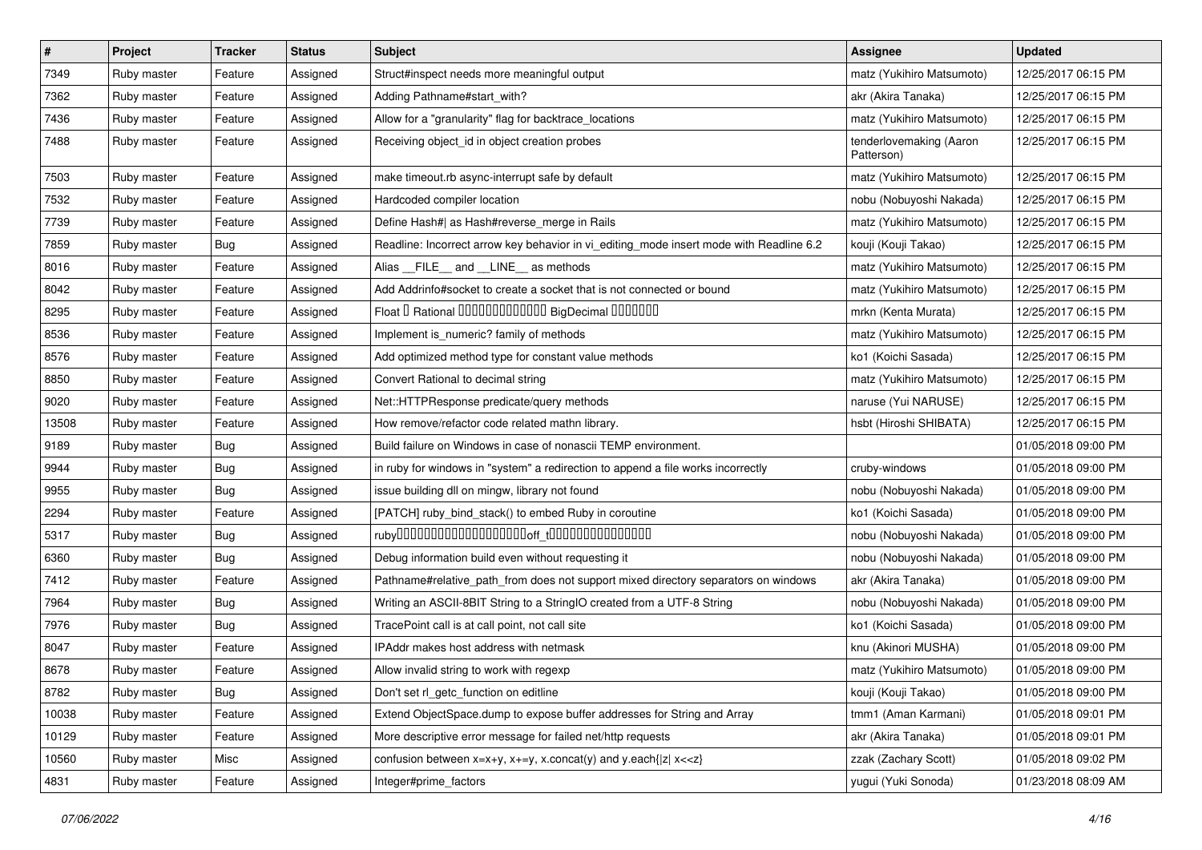| # | Project | Tracker | Status | Subject | Assignee | Updated |
|---|---|---|---|---|---|---|
| 7349 | Ruby master | Feature | Assigned | Struct#inspect needs more meaningful output | matz (Yukihiro Matsumoto) | 12/25/2017 06:15 PM |
| 7362 | Ruby master | Feature | Assigned | Adding Pathname#start_with? | akr (Akira Tanaka) | 12/25/2017 06:15 PM |
| 7436 | Ruby master | Feature | Assigned | Allow for a "granularity" flag for backtrace_locations | matz (Yukihiro Matsumoto) | 12/25/2017 06:15 PM |
| 7488 | Ruby master | Feature | Assigned | Receiving object_id in object creation probes | tenderlovemaking (Aaron Patterson) | 12/25/2017 06:15 PM |
| 7503 | Ruby master | Feature | Assigned | make timeout.rb async-interrupt safe by default | matz (Yukihiro Matsumoto) | 12/25/2017 06:15 PM |
| 7532 | Ruby master | Feature | Assigned | Hardcoded compiler location | nobu (Nobuyoshi Nakada) | 12/25/2017 06:15 PM |
| 7739 | Ruby master | Feature | Assigned | Define Hash#\| as Hash#reverse_merge in Rails | matz (Yukihiro Matsumoto) | 12/25/2017 06:15 PM |
| 7859 | Ruby master | Bug | Assigned | Readline: Incorrect arrow key behavior in vi_editing_mode insert mode with Readline 6.2 | kouji (Kouji Takao) | 12/25/2017 06:15 PM |
| 8016 | Ruby master | Feature | Assigned | Alias __FILE__ and __LINE__ as methods | matz (Yukihiro Matsumoto) | 12/25/2017 06:15 PM |
| 8042 | Ruby master | Feature | Assigned | Add Addrinfo#socket to create a socket that is not connected or bound | matz (Yukihiro Matsumoto) | 12/25/2017 06:15 PM |
| 8295 | Ruby master | Feature | Assigned | Float  Rational  BigDecimal  | mrkn (Kenta Murata) | 12/25/2017 06:15 PM |
| 8536 | Ruby master | Feature | Assigned | Implement is_numeric? family of methods | matz (Yukihiro Matsumoto) | 12/25/2017 06:15 PM |
| 8576 | Ruby master | Feature | Assigned | Add optimized method type for constant value methods | ko1 (Koichi Sasada) | 12/25/2017 06:15 PM |
| 8850 | Ruby master | Feature | Assigned | Convert Rational to decimal string | matz (Yukihiro Matsumoto) | 12/25/2017 06:15 PM |
| 9020 | Ruby master | Feature | Assigned | Net::HTTPResponse predicate/query methods | naruse (Yui NARUSE) | 12/25/2017 06:15 PM |
| 13508 | Ruby master | Feature | Assigned | How remove/refactor code related mathn library. | hsbt (Hiroshi SHIBATA) | 12/25/2017 06:15 PM |
| 9189 | Ruby master | Bug | Assigned | Build failure on Windows in case of nonascii TEMP environment. | | 01/05/2018 09:00 PM |
| 9944 | Ruby master | Bug | Assigned | in ruby for windows in "system" a redirection to append a file works incorrectly | cruby-windows | 01/05/2018 09:00 PM |
| 9955 | Ruby master | Bug | Assigned | issue building dll on mingw, library not found | nobu (Nobuyoshi Nakada) | 01/05/2018 09:00 PM |
| 2294 | Ruby master | Feature | Assigned | [PATCH] ruby_bind_stack() to embed Ruby in coroutine | ko1 (Koichi Sasada) | 01/05/2018 09:00 PM |
| 5317 | Ruby master | Bug | Assigned | rubyoff_t | nobu (Nobuyoshi Nakada) | 01/05/2018 09:00 PM |
| 6360 | Ruby master | Bug | Assigned | Debug information build even without requesting it | nobu (Nobuyoshi Nakada) | 01/05/2018 09:00 PM |
| 7412 | Ruby master | Feature | Assigned | Pathname#relative_path_from does not support mixed directory separators on windows | akr (Akira Tanaka) | 01/05/2018 09:00 PM |
| 7964 | Ruby master | Bug | Assigned | Writing an ASCII-8BIT String to a StringIO created from a UTF-8 String | nobu (Nobuyoshi Nakada) | 01/05/2018 09:00 PM |
| 7976 | Ruby master | Bug | Assigned | TracePoint call is at call point, not call site | ko1 (Koichi Sasada) | 01/05/2018 09:00 PM |
| 8047 | Ruby master | Feature | Assigned | IPAddr makes host address with netmask | knu (Akinori MUSHA) | 01/05/2018 09:00 PM |
| 8678 | Ruby master | Feature | Assigned | Allow invalid string to work with regexp | matz (Yukihiro Matsumoto) | 01/05/2018 09:00 PM |
| 8782 | Ruby master | Bug | Assigned | Don't set rl_getc_function on editline | kouji (Kouji Takao) | 01/05/2018 09:00 PM |
| 10038 | Ruby master | Feature | Assigned | Extend ObjectSpace.dump to expose buffer addresses for String and Array | tmm1 (Aman Karmani) | 01/05/2018 09:01 PM |
| 10129 | Ruby master | Feature | Assigned | More descriptive error message for failed net/http requests | akr (Akira Tanaka) | 01/05/2018 09:01 PM |
| 10560 | Ruby master | Misc | Assigned | confusion between x=x+y, x+=y, x.concat(y) and y.each{\|z\| x<<z} | zzak (Zachary Scott) | 01/05/2018 09:02 PM |
| 4831 | Ruby master | Feature | Assigned | Integer#prime_factors | yugui (Yuki Sonoda) | 01/23/2018 08:09 AM |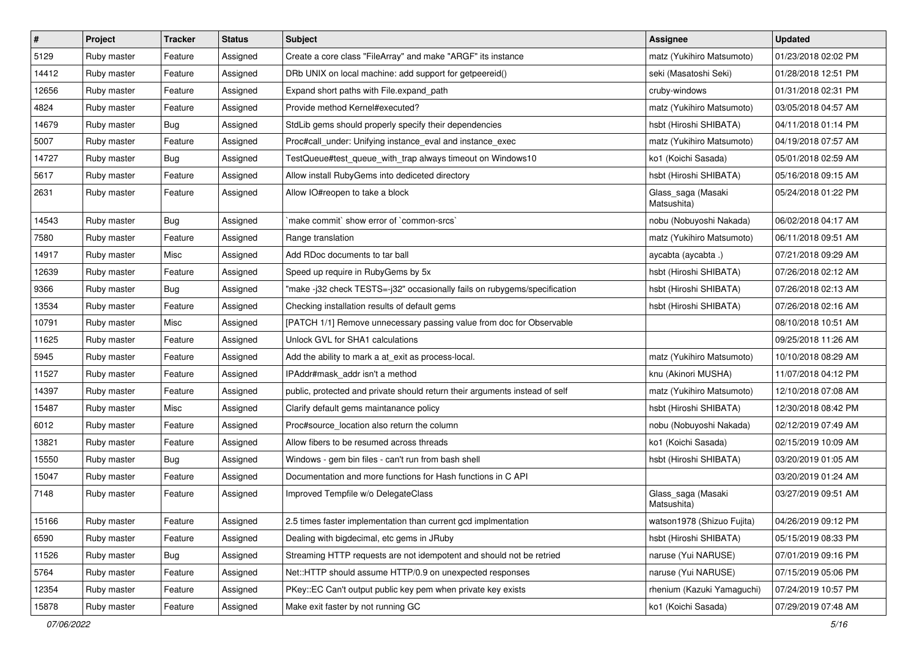| # | Project | Tracker | Status | Subject | Assignee | Updated |
|---|---|---|---|---|---|---|
| 5129 | Ruby master | Feature | Assigned | Create a core class "FileArray" and make "ARGF" its instance | matz (Yukihiro Matsumoto) | 01/23/2018 02:02 PM |
| 14412 | Ruby master | Feature | Assigned | DRb UNIX on local machine: add support for getpeereid() | seki (Masatoshi Seki) | 01/28/2018 12:51 PM |
| 12656 | Ruby master | Feature | Assigned | Expand short paths with File.expand_path | cruby-windows | 01/31/2018 02:31 PM |
| 4824 | Ruby master | Feature | Assigned | Provide method Kernel#executed? | matz (Yukihiro Matsumoto) | 03/05/2018 04:57 AM |
| 14679 | Ruby master | Bug | Assigned | StdLib gems should properly specify their dependencies | hsbt (Hiroshi SHIBATA) | 04/11/2018 01:14 PM |
| 5007 | Ruby master | Feature | Assigned | Proc#call_under: Unifying instance_eval and instance_exec | matz (Yukihiro Matsumoto) | 04/19/2018 07:57 AM |
| 14727 | Ruby master | Bug | Assigned | TestQueue#test_queue_with_trap always timeout on Windows10 | ko1 (Koichi Sasada) | 05/01/2018 02:59 AM |
| 5617 | Ruby master | Feature | Assigned | Allow install RubyGems into dediceted directory | hsbt (Hiroshi SHIBATA) | 05/16/2018 09:15 AM |
| 2631 | Ruby master | Feature | Assigned | Allow IO#reopen to take a block | Glass_saga (Masaki Matsushita) | 05/24/2018 01:22 PM |
| 14543 | Ruby master | Bug | Assigned | `make commit` show error of `common-srcs` | nobu (Nobuyoshi Nakada) | 06/02/2018 04:17 AM |
| 7580 | Ruby master | Feature | Assigned | Range translation | matz (Yukihiro Matsumoto) | 06/11/2018 09:51 AM |
| 14917 | Ruby master | Misc | Assigned | Add RDoc documents to tar ball | aycabta (aycabta .) | 07/21/2018 09:29 AM |
| 12639 | Ruby master | Feature | Assigned | Speed up require in RubyGems by 5x | hsbt (Hiroshi SHIBATA) | 07/26/2018 02:12 AM |
| 9366 | Ruby master | Bug | Assigned | "make -j32 check TESTS=-j32" occasionally fails on rubygems/specification | hsbt (Hiroshi SHIBATA) | 07/26/2018 02:13 AM |
| 13534 | Ruby master | Feature | Assigned | Checking installation results of default gems | hsbt (Hiroshi SHIBATA) | 07/26/2018 02:16 AM |
| 10791 | Ruby master | Misc | Assigned | [PATCH 1/1] Remove unnecessary passing value from doc for Observable | | 08/10/2018 10:51 AM |
| 11625 | Ruby master | Feature | Assigned | Unlock GVL for SHA1 calculations | | 09/25/2018 11:26 AM |
| 5945 | Ruby master | Feature | Assigned | Add the ability to mark a at_exit as process-local. | matz (Yukihiro Matsumoto) | 10/10/2018 08:29 AM |
| 11527 | Ruby master | Feature | Assigned | IPAddr#mask_addr isn't a method | knu (Akinori MUSHA) | 11/07/2018 04:12 PM |
| 14397 | Ruby master | Feature | Assigned | public, protected and private should return their arguments instead of self | matz (Yukihiro Matsumoto) | 12/10/2018 07:08 AM |
| 15487 | Ruby master | Misc | Assigned | Clarify default gems maintanance policy | hsbt (Hiroshi SHIBATA) | 12/30/2018 08:42 PM |
| 6012 | Ruby master | Feature | Assigned | Proc#source_location also return the column | nobu (Nobuyoshi Nakada) | 02/12/2019 07:49 AM |
| 13821 | Ruby master | Feature | Assigned | Allow fibers to be resumed across threads | ko1 (Koichi Sasada) | 02/15/2019 10:09 AM |
| 15550 | Ruby master | Bug | Assigned | Windows - gem bin files - can't run from bash shell | hsbt (Hiroshi SHIBATA) | 03/20/2019 01:05 AM |
| 15047 | Ruby master | Feature | Assigned | Documentation and more functions for Hash functions in C API | | 03/20/2019 01:24 AM |
| 7148 | Ruby master | Feature | Assigned | Improved Tempfile w/o DelegateClass | Glass_saga (Masaki Matsushita) | 03/27/2019 09:51 AM |
| 15166 | Ruby master | Feature | Assigned | 2.5 times faster implementation than current gcd implmentation | watson1978 (Shizuo Fujita) | 04/26/2019 09:12 PM |
| 6590 | Ruby master | Feature | Assigned | Dealing with bigdecimal, etc gems in JRuby | hsbt (Hiroshi SHIBATA) | 05/15/2019 08:33 PM |
| 11526 | Ruby master | Bug | Assigned | Streaming HTTP requests are not idempotent and should not be retried | naruse (Yui NARUSE) | 07/01/2019 09:16 PM |
| 5764 | Ruby master | Feature | Assigned | Net::HTTP should assume HTTP/0.9 on unexpected responses | naruse (Yui NARUSE) | 07/15/2019 05:06 PM |
| 12354 | Ruby master | Feature | Assigned | PKey::EC Can't output public key pem when private key exists | rhenium (Kazuki Yamaguchi) | 07/24/2019 10:57 PM |
| 15878 | Ruby master | Feature | Assigned | Make exit faster by not running GC | ko1 (Koichi Sasada) | 07/29/2019 07:48 AM |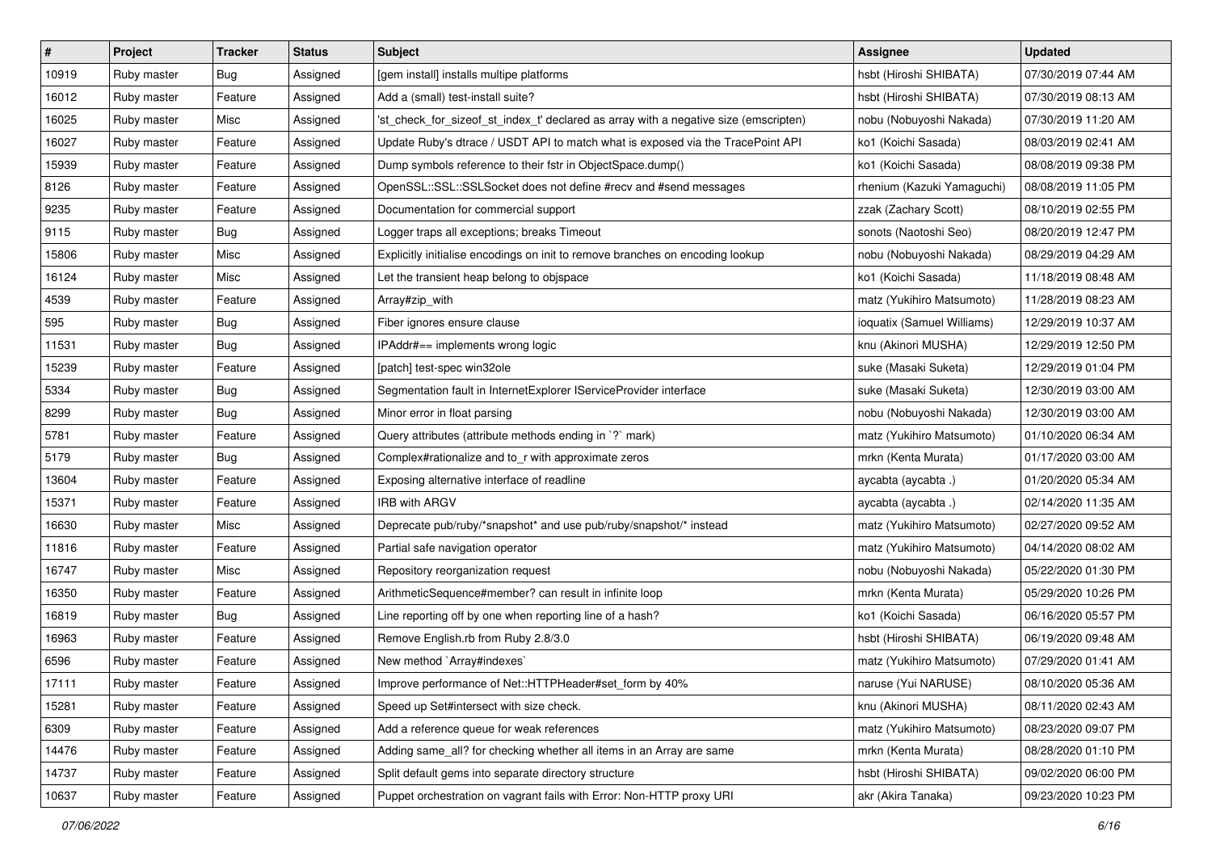| # | Project | Tracker | Status | Subject | Assignee | Updated |
|---|---|---|---|---|---|---|
| 10919 | Ruby master | Bug | Assigned | [gem install] installs multipe platforms | hsbt (Hiroshi SHIBATA) | 07/30/2019 07:44 AM |
| 16012 | Ruby master | Feature | Assigned | Add a (small) test-install suite? | hsbt (Hiroshi SHIBATA) | 07/30/2019 08:13 AM |
| 16025 | Ruby master | Misc | Assigned | 'st_check_for_sizeof_st_index_t' declared as array with a negative size (emscripten) | nobu (Nobuyoshi Nakada) | 07/30/2019 11:20 AM |
| 16027 | Ruby master | Feature | Assigned | Update Ruby's dtrace / USDT API to match what is exposed via the TracePoint API | ko1 (Koichi Sasada) | 08/03/2019 02:41 AM |
| 15939 | Ruby master | Feature | Assigned | Dump symbols reference to their fstr in ObjectSpace.dump() | ko1 (Koichi Sasada) | 08/08/2019 09:38 PM |
| 8126 | Ruby master | Feature | Assigned | OpenSSL::SSL::SSLSocket does not define #recv and #send messages | rhenium (Kazuki Yamaguchi) | 08/08/2019 11:05 PM |
| 9235 | Ruby master | Feature | Assigned | Documentation for commercial support | zzak (Zachary Scott) | 08/10/2019 02:55 PM |
| 9115 | Ruby master | Bug | Assigned | Logger traps all exceptions; breaks Timeout | sonots (Naotoshi Seo) | 08/20/2019 12:47 PM |
| 15806 | Ruby master | Misc | Assigned | Explicitly initialise encodings on init to remove branches on encoding lookup | nobu (Nobuyoshi Nakada) | 08/29/2019 04:29 AM |
| 16124 | Ruby master | Misc | Assigned | Let the transient heap belong to objspace | ko1 (Koichi Sasada) | 11/18/2019 08:48 AM |
| 4539 | Ruby master | Feature | Assigned | Array#zip_with | matz (Yukihiro Matsumoto) | 11/28/2019 08:23 AM |
| 595 | Ruby master | Bug | Assigned | Fiber ignores ensure clause | ioquatix (Samuel Williams) | 12/29/2019 10:37 AM |
| 11531 | Ruby master | Bug | Assigned | IPAddr#== implements wrong logic | knu (Akinori MUSHA) | 12/29/2019 12:50 PM |
| 15239 | Ruby master | Feature | Assigned | [patch] test-spec win32ole | suke (Masaki Suketa) | 12/29/2019 01:04 PM |
| 5334 | Ruby master | Bug | Assigned | Segmentation fault in InternetExplorer IServiceProvider interface | suke (Masaki Suketa) | 12/30/2019 03:00 AM |
| 8299 | Ruby master | Bug | Assigned | Minor error in float parsing | nobu (Nobuyoshi Nakada) | 12/30/2019 03:00 AM |
| 5781 | Ruby master | Feature | Assigned | Query attributes (attribute methods ending in `?` mark) | matz (Yukihiro Matsumoto) | 01/10/2020 06:34 AM |
| 5179 | Ruby master | Bug | Assigned | Complex#rationalize and to_r with approximate zeros | mrkn (Kenta Murata) | 01/17/2020 03:00 AM |
| 13604 | Ruby master | Feature | Assigned | Exposing alternative interface of readline | aycabta (aycabta .) | 01/20/2020 05:34 AM |
| 15371 | Ruby master | Feature | Assigned | IRB with ARGV | aycabta (aycabta .) | 02/14/2020 11:35 AM |
| 16630 | Ruby master | Misc | Assigned | Deprecate pub/ruby/*snapshot* and use pub/ruby/snapshot/* instead | matz (Yukihiro Matsumoto) | 02/27/2020 09:52 AM |
| 11816 | Ruby master | Feature | Assigned | Partial safe navigation operator | matz (Yukihiro Matsumoto) | 04/14/2020 08:02 AM |
| 16747 | Ruby master | Misc | Assigned | Repository reorganization request | nobu (Nobuyoshi Nakada) | 05/22/2020 01:30 PM |
| 16350 | Ruby master | Feature | Assigned | ArithmeticSequence#member? can result in infinite loop | mrkn (Kenta Murata) | 05/29/2020 10:26 PM |
| 16819 | Ruby master | Bug | Assigned | Line reporting off by one when reporting line of a hash? | ko1 (Koichi Sasada) | 06/16/2020 05:57 PM |
| 16963 | Ruby master | Feature | Assigned | Remove English.rb from Ruby 2.8/3.0 | hsbt (Hiroshi SHIBATA) | 06/19/2020 09:48 AM |
| 6596 | Ruby master | Feature | Assigned | New method `Array#indexes` | matz (Yukihiro Matsumoto) | 07/29/2020 01:41 AM |
| 17111 | Ruby master | Feature | Assigned | Improve performance of Net::HTTPHeader#set_form by 40% | naruse (Yui NARUSE) | 08/10/2020 05:36 AM |
| 15281 | Ruby master | Feature | Assigned | Speed up Set#intersect with size check. | knu (Akinori MUSHA) | 08/11/2020 02:43 AM |
| 6309 | Ruby master | Feature | Assigned | Add a reference queue for weak references | matz (Yukihiro Matsumoto) | 08/23/2020 09:07 PM |
| 14476 | Ruby master | Feature | Assigned | Adding same_all? for checking whether all items in an Array are same | mrkn (Kenta Murata) | 08/28/2020 01:10 PM |
| 14737 | Ruby master | Feature | Assigned | Split default gems into separate directory structure | hsbt (Hiroshi SHIBATA) | 09/02/2020 06:00 PM |
| 10637 | Ruby master | Feature | Assigned | Puppet orchestration on vagrant fails with Error: Non-HTTP proxy URI | akr (Akira Tanaka) | 09/23/2020 10:23 PM |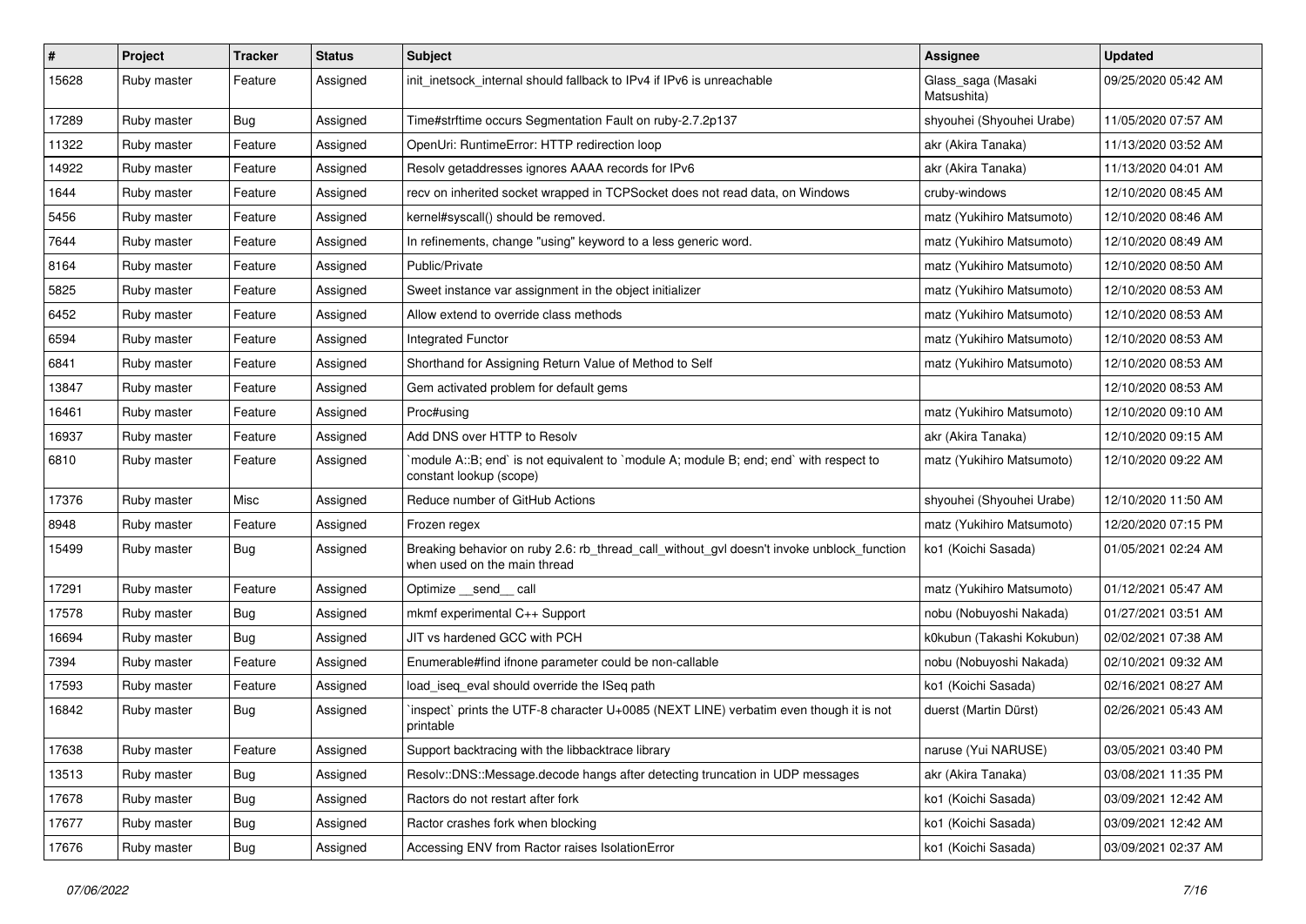| # | Project | Tracker | Status | Subject | Assignee | Updated |
|---|---|---|---|---|---|---|
| 15628 | Ruby master | Feature | Assigned | init_inetsock_internal should fallback to IPv4 if IPv6 is unreachable | Glass_saga (Masaki Matsushita) | 09/25/2020 05:42 AM |
| 17289 | Ruby master | Bug | Assigned | Time#strftime occurs Segmentation Fault on ruby-2.7.2p137 | shyouhei (Shyouhei Urabe) | 11/05/2020 07:57 AM |
| 11322 | Ruby master | Feature | Assigned | OpenUri: RuntimeError: HTTP redirection loop | akr (Akira Tanaka) | 11/13/2020 03:52 AM |
| 14922 | Ruby master | Feature | Assigned | Resolv getaddresses ignores AAAA records for IPv6 | akr (Akira Tanaka) | 11/13/2020 04:01 AM |
| 1644 | Ruby master | Feature | Assigned | recv on inherited socket wrapped in TCPSocket does not read data, on Windows | cruby-windows | 12/10/2020 08:45 AM |
| 5456 | Ruby master | Feature | Assigned | kernel#syscall() should be removed. | matz (Yukihiro Matsumoto) | 12/10/2020 08:46 AM |
| 7644 | Ruby master | Feature | Assigned | In refinements, change "using" keyword to a less generic word. | matz (Yukihiro Matsumoto) | 12/10/2020 08:49 AM |
| 8164 | Ruby master | Feature | Assigned | Public/Private | matz (Yukihiro Matsumoto) | 12/10/2020 08:50 AM |
| 5825 | Ruby master | Feature | Assigned | Sweet instance var assignment in the object initializer | matz (Yukihiro Matsumoto) | 12/10/2020 08:53 AM |
| 6452 | Ruby master | Feature | Assigned | Allow extend to override class methods | matz (Yukihiro Matsumoto) | 12/10/2020 08:53 AM |
| 6594 | Ruby master | Feature | Assigned | Integrated Functor | matz (Yukihiro Matsumoto) | 12/10/2020 08:53 AM |
| 6841 | Ruby master | Feature | Assigned | Shorthand for Assigning Return Value of Method to Self | matz (Yukihiro Matsumoto) | 12/10/2020 08:53 AM |
| 13847 | Ruby master | Feature | Assigned | Gem activated problem for default gems | | 12/10/2020 08:53 AM |
| 16461 | Ruby master | Feature | Assigned | Proc#using | matz (Yukihiro Matsumoto) | 12/10/2020 09:10 AM |
| 16937 | Ruby master | Feature | Assigned | Add DNS over HTTP to Resolv | akr (Akira Tanaka) | 12/10/2020 09:15 AM |
| 6810 | Ruby master | Feature | Assigned | `module A::B; end` is not equivalent to `module A; module B; end; end` with respect to constant lookup (scope) | matz (Yukihiro Matsumoto) | 12/10/2020 09:22 AM |
| 17376 | Ruby master | Misc | Assigned | Reduce number of GitHub Actions | shyouhei (Shyouhei Urabe) | 12/10/2020 11:50 AM |
| 8948 | Ruby master | Feature | Assigned | Frozen regex | matz (Yukihiro Matsumoto) | 12/20/2020 07:15 PM |
| 15499 | Ruby master | Bug | Assigned | Breaking behavior on ruby 2.6: rb_thread_call_without_gvl doesn't invoke unblock_function when used on the main thread | ko1 (Koichi Sasada) | 01/05/2021 02:24 AM |
| 17291 | Ruby master | Feature | Assigned | Optimize __send__ call | matz (Yukihiro Matsumoto) | 01/12/2021 05:47 AM |
| 17578 | Ruby master | Bug | Assigned | mkmf experimental C++ Support | nobu (Nobuyoshi Nakada) | 01/27/2021 03:51 AM |
| 16694 | Ruby master | Bug | Assigned | JIT vs hardened GCC with PCH | k0kubun (Takashi Kokubun) | 02/02/2021 07:38 AM |
| 7394 | Ruby master | Feature | Assigned | Enumerable#find ifnone parameter could be non-callable | nobu (Nobuyoshi Nakada) | 02/10/2021 09:32 AM |
| 17593 | Ruby master | Feature | Assigned | load_iseq_eval should override the ISeq path | ko1 (Koichi Sasada) | 02/16/2021 08:27 AM |
| 16842 | Ruby master | Bug | Assigned | `inspect` prints the UTF-8 character U+0085 (NEXT LINE) verbatim even though it is not printable | duerst (Martin Dürst) | 02/26/2021 05:43 AM |
| 17638 | Ruby master | Feature | Assigned | Support backtracing with the libbacktrace library | naruse (Yui NARUSE) | 03/05/2021 03:40 PM |
| 13513 | Ruby master | Bug | Assigned | Resolv::DNS::Message.decode hangs after detecting truncation in UDP messages | akr (Akira Tanaka) | 03/08/2021 11:35 PM |
| 17678 | Ruby master | Bug | Assigned | Ractors do not restart after fork | ko1 (Koichi Sasada) | 03/09/2021 12:42 AM |
| 17677 | Ruby master | Bug | Assigned | Ractor crashes fork when blocking | ko1 (Koichi Sasada) | 03/09/2021 12:42 AM |
| 17676 | Ruby master | Bug | Assigned | Accessing ENV from Ractor raises IsolationError | ko1 (Koichi Sasada) | 03/09/2021 02:37 AM |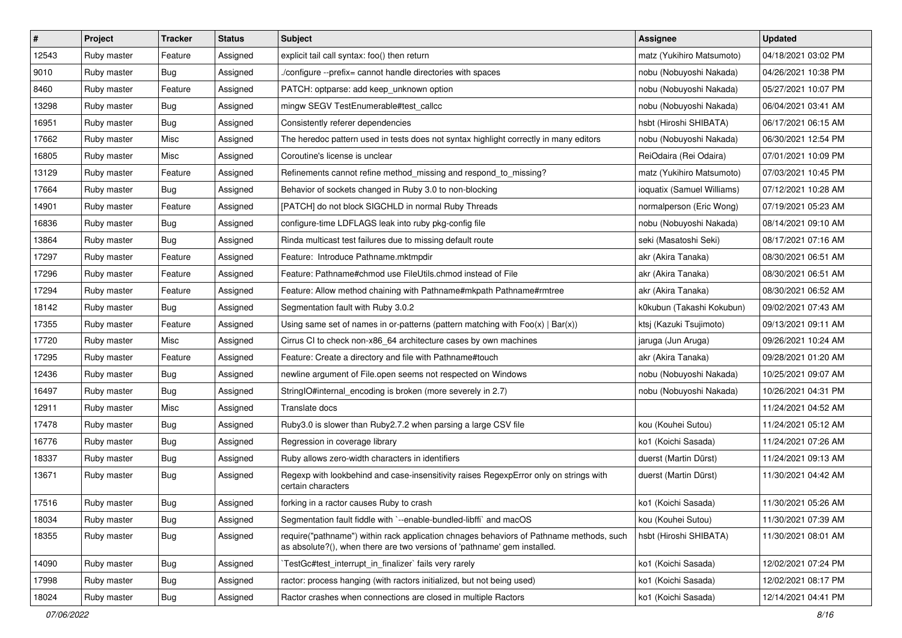| # | Project | Tracker | Status | Subject | Assignee | Updated |
|---|---|---|---|---|---|---|
| 12543 | Ruby master | Feature | Assigned | explicit tail call syntax: foo() then return | matz (Yukihiro Matsumoto) | 04/18/2021 03:02 PM |
| 9010 | Ruby master | Bug | Assigned | ./configure --prefix= cannot handle directories with spaces | nobu (Nobuyoshi Nakada) | 04/26/2021 10:38 PM |
| 8460 | Ruby master | Feature | Assigned | PATCH: optparse: add keep_unknown option | nobu (Nobuyoshi Nakada) | 05/27/2021 10:07 PM |
| 13298 | Ruby master | Bug | Assigned | mingw SEGV TestEnumerable#test_callcc | nobu (Nobuyoshi Nakada) | 06/04/2021 03:41 AM |
| 16951 | Ruby master | Bug | Assigned | Consistently referer dependencies | hsbt (Hiroshi SHIBATA) | 06/17/2021 06:15 AM |
| 17662 | Ruby master | Misc | Assigned | The heredoc pattern used in tests does not syntax highlight correctly in many editors | nobu (Nobuyoshi Nakada) | 06/30/2021 12:54 PM |
| 16805 | Ruby master | Misc | Assigned | Coroutine's license is unclear | ReiOdaira (Rei Odaira) | 07/01/2021 10:09 PM |
| 13129 | Ruby master | Feature | Assigned | Refinements cannot refine method_missing and respond_to_missing? | matz (Yukihiro Matsumoto) | 07/03/2021 10:45 PM |
| 17664 | Ruby master | Bug | Assigned | Behavior of sockets changed in Ruby 3.0 to non-blocking | ioquatix (Samuel Williams) | 07/12/2021 10:28 AM |
| 14901 | Ruby master | Feature | Assigned | [PATCH] do not block SIGCHLD in normal Ruby Threads | normalperson (Eric Wong) | 07/19/2021 05:23 AM |
| 16836 | Ruby master | Bug | Assigned | configure-time LDFLAGS leak into ruby pkg-config file | nobu (Nobuyoshi Nakada) | 08/14/2021 09:10 AM |
| 13864 | Ruby master | Bug | Assigned | Rinda multicast test failures due to missing default route | seki (Masatoshi Seki) | 08/17/2021 07:16 AM |
| 17297 | Ruby master | Feature | Assigned | Feature: Introduce Pathname.mktmpdir | akr (Akira Tanaka) | 08/30/2021 06:51 AM |
| 17296 | Ruby master | Feature | Assigned | Feature: Pathname#chmod use FileUtils.chmod instead of File | akr (Akira Tanaka) | 08/30/2021 06:51 AM |
| 17294 | Ruby master | Feature | Assigned | Feature: Allow method chaining with Pathname#mkpath Pathname#rmtree | akr (Akira Tanaka) | 08/30/2021 06:52 AM |
| 18142 | Ruby master | Bug | Assigned | Segmentation fault with Ruby 3.0.2 | k0kubun (Takashi Kokubun) | 09/02/2021 07:43 AM |
| 17355 | Ruby master | Feature | Assigned | Using same set of names in or-patterns (pattern matching with Foo(x) \| Bar(x)) | ktsj (Kazuki Tsujimoto) | 09/13/2021 09:11 AM |
| 17720 | Ruby master | Misc | Assigned | Cirrus CI to check non-x86_64 architecture cases by own machines | jaruga (Jun Aruga) | 09/26/2021 10:24 AM |
| 17295 | Ruby master | Feature | Assigned | Feature: Create a directory and file with Pathname#touch | akr (Akira Tanaka) | 09/28/2021 01:20 AM |
| 12436 | Ruby master | Bug | Assigned | newline argument of File.open seems not respected on Windows | nobu (Nobuyoshi Nakada) | 10/25/2021 09:07 AM |
| 16497 | Ruby master | Bug | Assigned | StringIO#internal_encoding is broken (more severely in 2.7) | nobu (Nobuyoshi Nakada) | 10/26/2021 04:31 PM |
| 12911 | Ruby master | Misc | Assigned | Translate docs | | 11/24/2021 04:52 AM |
| 17478 | Ruby master | Bug | Assigned | Ruby3.0 is slower than Ruby2.7.2 when parsing a large CSV file | kou (Kouhei Sutou) | 11/24/2021 05:12 AM |
| 16776 | Ruby master | Bug | Assigned | Regression in coverage library | ko1 (Koichi Sasada) | 11/24/2021 07:26 AM |
| 18337 | Ruby master | Bug | Assigned | Ruby allows zero-width characters in identifiers | duerst (Martin Dürst) | 11/24/2021 09:13 AM |
| 13671 | Ruby master | Bug | Assigned | Regexp with lookbehind and case-insensitivity raises RegexpError only on strings with certain characters | duerst (Martin Dürst) | 11/30/2021 04:42 AM |
| 17516 | Ruby master | Bug | Assigned | forking in a ractor causes Ruby to crash | ko1 (Koichi Sasada) | 11/30/2021 05:26 AM |
| 18034 | Ruby master | Bug | Assigned | Segmentation fault fiddle with `--enable-bundled-libffi` and macOS | kou (Kouhei Sutou) | 11/30/2021 07:39 AM |
| 18355 | Ruby master | Bug | Assigned | require("pathname") within rack application chnages behaviors of Pathname methods, such as absolute?(), when there are two versions of 'pathname' gem installed. | hsbt (Hiroshi SHIBATA) | 11/30/2021 08:01 AM |
| 14090 | Ruby master | Bug | Assigned | `TestGc#test_interrupt_in_finalizer` fails very rarely | ko1 (Koichi Sasada) | 12/02/2021 07:24 PM |
| 17998 | Ruby master | Bug | Assigned | ractor: process hanging (with ractors initialized, but not being used) | ko1 (Koichi Sasada) | 12/02/2021 08:17 PM |
| 18024 | Ruby master | Bug | Assigned | Ractor crashes when connections are closed in multiple Ractors | ko1 (Koichi Sasada) | 12/14/2021 04:41 PM |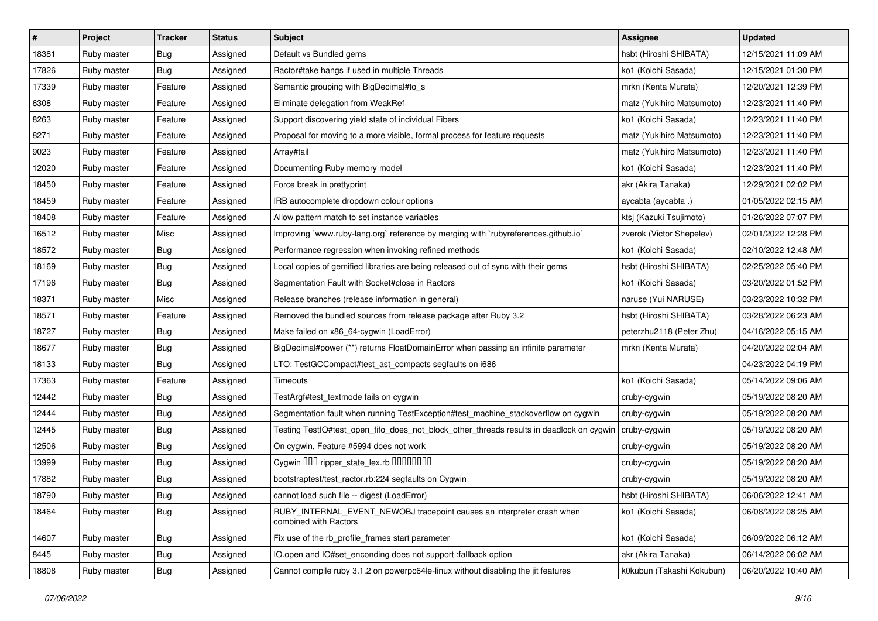| # | Project | Tracker | Status | Subject | Assignee | Updated |
|---|---|---|---|---|---|---|
| 18381 | Ruby master | Bug | Assigned | Default vs Bundled gems | hsbt (Hiroshi SHIBATA) | 12/15/2021 11:09 AM |
| 17826 | Ruby master | Bug | Assigned | Ractor#take hangs if used in multiple Threads | ko1 (Koichi Sasada) | 12/15/2021 01:30 PM |
| 17339 | Ruby master | Feature | Assigned | Semantic grouping with BigDecimal#to_s | mrkn (Kenta Murata) | 12/20/2021 12:39 PM |
| 6308 | Ruby master | Feature | Assigned | Eliminate delegation from WeakRef | matz (Yukihiro Matsumoto) | 12/23/2021 11:40 PM |
| 8263 | Ruby master | Feature | Assigned | Support discovering yield state of individual Fibers | ko1 (Koichi Sasada) | 12/23/2021 11:40 PM |
| 8271 | Ruby master | Feature | Assigned | Proposal for moving to a more visible, formal process for feature requests | matz (Yukihiro Matsumoto) | 12/23/2021 11:40 PM |
| 9023 | Ruby master | Feature | Assigned | Array#tail | matz (Yukihiro Matsumoto) | 12/23/2021 11:40 PM |
| 12020 | Ruby master | Feature | Assigned | Documenting Ruby memory model | ko1 (Koichi Sasada) | 12/23/2021 11:40 PM |
| 18450 | Ruby master | Feature | Assigned | Force break in prettyprint | akr (Akira Tanaka) | 12/29/2021 02:02 PM |
| 18459 | Ruby master | Feature | Assigned | IRB autocomplete dropdown colour options | aycabta (aycabta .) | 01/05/2022 02:15 AM |
| 18408 | Ruby master | Feature | Assigned | Allow pattern match to set instance variables | ktsj (Kazuki Tsujimoto) | 01/26/2022 07:07 PM |
| 16512 | Ruby master | Misc | Assigned | Improving `www.ruby-lang.org` reference by merging with `rubyreferences.github.io` | zverok (Victor Shepelev) | 02/01/2022 12:28 PM |
| 18572 | Ruby master | Bug | Assigned | Performance regression when invoking refined methods | ko1 (Koichi Sasada) | 02/10/2022 12:48 AM |
| 18169 | Ruby master | Bug | Assigned | Local copies of gemified libraries are being released out of sync with their gems | hsbt (Hiroshi SHIBATA) | 02/25/2022 05:40 PM |
| 17196 | Ruby master | Bug | Assigned | Segmentation Fault with Socket#close in Ractors | ko1 (Koichi Sasada) | 03/20/2022 01:52 PM |
| 18371 | Ruby master | Misc | Assigned | Release branches (release information in general) | naruse (Yui NARUSE) | 03/23/2022 10:32 PM |
| 18571 | Ruby master | Feature | Assigned | Removed the bundled sources from release package after Ruby 3.2 | hsbt (Hiroshi SHIBATA) | 03/28/2022 06:23 AM |
| 18727 | Ruby master | Bug | Assigned | Make failed on x86_64-cygwin (LoadError) | peterzhu2118 (Peter Zhu) | 04/16/2022 05:15 AM |
| 18677 | Ruby master | Bug | Assigned | BigDecimal#power (**) returns FloatDomainError when passing an infinite parameter | mrkn (Kenta Murata) | 04/20/2022 02:04 AM |
| 18133 | Ruby master | Bug | Assigned | LTO: TestGCCompact#test_ast_compacts segfaults on i686 | | 04/23/2022 04:19 PM |
| 17363 | Ruby master | Feature | Assigned | Timeouts | ko1 (Koichi Sasada) | 05/14/2022 09:06 AM |
| 12442 | Ruby master | Bug | Assigned | TestArgf#test_textmode fails on cygwin | cruby-cygwin | 05/19/2022 08:20 AM |
| 12444 | Ruby master | Bug | Assigned | Segmentation fault when running TestException#test_machine_stackoverflow on cygwin | cruby-cygwin | 05/19/2022 08:20 AM |
| 12445 | Ruby master | Bug | Assigned | Testing TestIO#test_open_fifo_does_not_block_other_threads results in deadlock on cygwin | cruby-cygwin | 05/19/2022 08:20 AM |
| 12506 | Ruby master | Bug | Assigned | On cygwin, Feature #5994 does not work | cruby-cygwin | 05/19/2022 08:20 AM |
| 13999 | Ruby master | Bug | Assigned | Cygwin ��� ripper_state_lex.rb �������� | cruby-cygwin | 05/19/2022 08:20 AM |
| 17882 | Ruby master | Bug | Assigned | bootstraptest/test_ractor.rb:224 segfaults on Cygwin | cruby-cygwin | 05/19/2022 08:20 AM |
| 18790 | Ruby master | Bug | Assigned | cannot load such file -- digest (LoadError) | hsbt (Hiroshi SHIBATA) | 06/06/2022 12:41 AM |
| 18464 | Ruby master | Bug | Assigned | RUBY_INTERNAL_EVENT_NEWOBJ tracepoint causes an interpreter crash when combined with Ractors | ko1 (Koichi Sasada) | 06/08/2022 08:25 AM |
| 14607 | Ruby master | Bug | Assigned | Fix use of the rb_profile_frames start parameter | ko1 (Koichi Sasada) | 06/09/2022 06:12 AM |
| 8445 | Ruby master | Bug | Assigned | IO.open and IO#set_enconding does not support :fallback option | akr (Akira Tanaka) | 06/14/2022 06:02 AM |
| 18808 | Ruby master | Bug | Assigned | Cannot compile ruby 3.1.2 on powerpc64le-linux without disabling the jit features | k0kubun (Takashi Kokubun) | 06/20/2022 10:40 AM |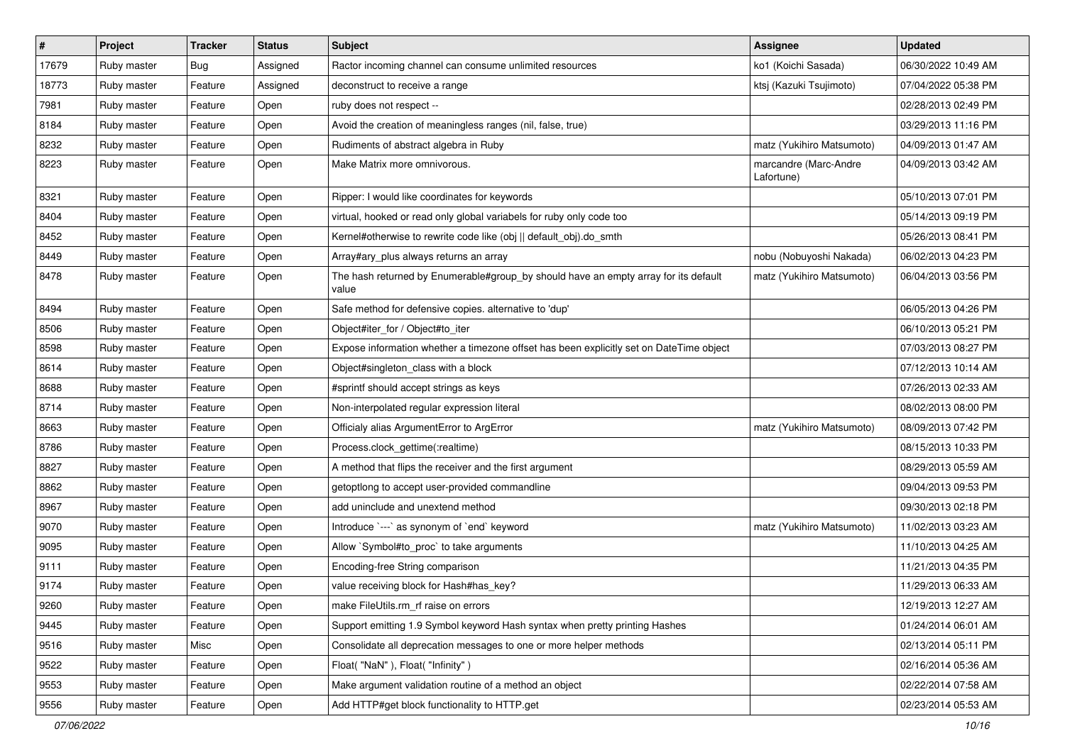| # | Project | Tracker | Status | Subject | Assignee | Updated |
| --- | --- | --- | --- | --- | --- | --- |
| 17679 | Ruby master | Bug | Assigned | Ractor incoming channel can consume unlimited resources | ko1 (Koichi Sasada) | 06/30/2022 10:49 AM |
| 18773 | Ruby master | Feature | Assigned | deconstruct to receive a range | ktsj (Kazuki Tsujimoto) | 07/04/2022 05:38 PM |
| 7981 | Ruby master | Feature | Open | ruby does not respect -- | | 02/28/2013 02:49 PM |
| 8184 | Ruby master | Feature | Open | Avoid the creation of meaningless ranges (nil, false, true) | | 03/29/2013 11:16 PM |
| 8232 | Ruby master | Feature | Open | Rudiments of abstract algebra in Ruby | matz (Yukihiro Matsumoto) | 04/09/2013 01:47 AM |
| 8223 | Ruby master | Feature | Open | Make Matrix more omnivorous. | marcandre (Marc-Andre Lafortune) | 04/09/2013 03:42 AM |
| 8321 | Ruby master | Feature | Open | Ripper: I would like coordinates for keywords | | 05/10/2013 07:01 PM |
| 8404 | Ruby master | Feature | Open | virtual, hooked or read only global variabels for ruby only code too | | 05/14/2013 09:19 PM |
| 8452 | Ruby master | Feature | Open | Kernel#otherwise to rewrite code like (obj \|\| default_obj).do_smth | | 05/26/2013 08:41 PM |
| 8449 | Ruby master | Feature | Open | Array#ary_plus always returns an array | nobu (Nobuyoshi Nakada) | 06/02/2013 04:23 PM |
| 8478 | Ruby master | Feature | Open | The hash returned by Enumerable#group_by should have an empty array for its default value | matz (Yukihiro Matsumoto) | 06/04/2013 03:56 PM |
| 8494 | Ruby master | Feature | Open | Safe method for defensive copies. alternative to 'dup' | | 06/05/2013 04:26 PM |
| 8506 | Ruby master | Feature | Open | Object#iter_for / Object#to_iter | | 06/10/2013 05:21 PM |
| 8598 | Ruby master | Feature | Open | Expose information whether a timezone offset has been explicitly set on DateTime object | | 07/03/2013 08:27 PM |
| 8614 | Ruby master | Feature | Open | Object#singleton_class with a block | | 07/12/2013 10:14 AM |
| 8688 | Ruby master | Feature | Open | #sprintf should accept strings as keys | | 07/26/2013 02:33 AM |
| 8714 | Ruby master | Feature | Open | Non-interpolated regular expression literal | | 08/02/2013 08:00 PM |
| 8663 | Ruby master | Feature | Open | Officialy alias ArgumentError to ArgError | matz (Yukihiro Matsumoto) | 08/09/2013 07:42 PM |
| 8786 | Ruby master | Feature | Open | Process.clock_gettime(:realtime) | | 08/15/2013 10:33 PM |
| 8827 | Ruby master | Feature | Open | A method that flips the receiver and the first argument | | 08/29/2013 05:59 AM |
| 8862 | Ruby master | Feature | Open | getoptlong to accept user-provided commandline | | 09/04/2013 09:53 PM |
| 8967 | Ruby master | Feature | Open | add uninclude and unextend method | | 09/30/2013 02:18 PM |
| 9070 | Ruby master | Feature | Open | Introduce `---` as synonym of `end` keyword | matz (Yukihiro Matsumoto) | 11/02/2013 03:23 AM |
| 9095 | Ruby master | Feature | Open | Allow `Symbol#to_proc` to take arguments | | 11/10/2013 04:25 AM |
| 9111 | Ruby master | Feature | Open | Encoding-free String comparison | | 11/21/2013 04:35 PM |
| 9174 | Ruby master | Feature | Open | value receiving block for Hash#has_key? | | 11/29/2013 06:33 AM |
| 9260 | Ruby master | Feature | Open | make FileUtils.rm_rf raise on errors | | 12/19/2013 12:27 AM |
| 9445 | Ruby master | Feature | Open | Support emitting 1.9 Symbol keyword Hash syntax when pretty printing Hashes | | 01/24/2014 06:01 AM |
| 9516 | Ruby master | Misc | Open | Consolidate all deprecation messages to one or more helper methods | | 02/13/2014 05:11 PM |
| 9522 | Ruby master | Feature | Open | Float( "NaN" ), Float( "Infinity" ) | | 02/16/2014 05:36 AM |
| 9553 | Ruby master | Feature | Open | Make argument validation routine of a method an object | | 02/22/2014 07:58 AM |
| 9556 | Ruby master | Feature | Open | Add HTTP#get block functionality to HTTP.get | | 02/23/2014 05:53 AM |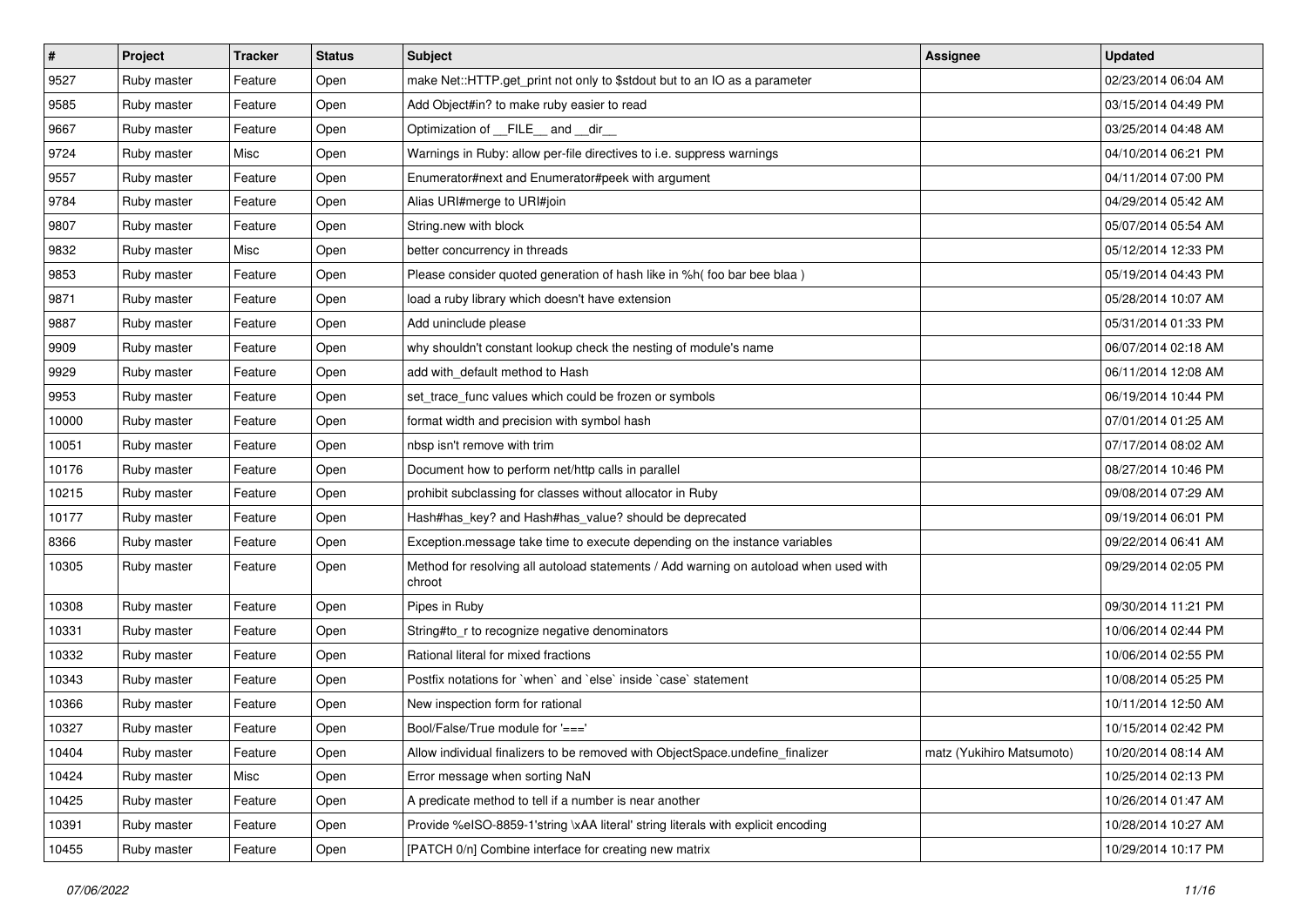| # | Project | Tracker | Status | Subject | Assignee | Updated |
|---|---|---|---|---|---|---|
| 9527 | Ruby master | Feature | Open | make Net::HTTP.get_print not only to $stdout but to an IO as a parameter | | 02/23/2014 06:04 AM |
| 9585 | Ruby master | Feature | Open | Add Object#in? to make ruby easier to read | | 03/15/2014 04:49 PM |
| 9667 | Ruby master | Feature | Open | Optimization of __FILE__ and __dir__ | | 03/25/2014 04:48 AM |
| 9724 | Ruby master | Misc | Open | Warnings in Ruby: allow per-file directives to i.e. suppress warnings | | 04/10/2014 06:21 PM |
| 9557 | Ruby master | Feature | Open | Enumerator#next and Enumerator#peek with argument | | 04/11/2014 07:00 PM |
| 9784 | Ruby master | Feature | Open | Alias URI#merge to URI#join | | 04/29/2014 05:42 AM |
| 9807 | Ruby master | Feature | Open | String.new with block | | 05/07/2014 05:54 AM |
| 9832 | Ruby master | Misc | Open | better concurrency in threads | | 05/12/2014 12:33 PM |
| 9853 | Ruby master | Feature | Open | Please consider quoted generation of hash like in %h( foo bar bee blaa ) | | 05/19/2014 04:43 PM |
| 9871 | Ruby master | Feature | Open | load a ruby library which doesn't have extension | | 05/28/2014 10:07 AM |
| 9887 | Ruby master | Feature | Open | Add uninclude please | | 05/31/2014 01:33 PM |
| 9909 | Ruby master | Feature | Open | why shouldn't constant lookup check the nesting of module's name | | 06/07/2014 02:18 AM |
| 9929 | Ruby master | Feature | Open | add with_default method to Hash | | 06/11/2014 12:08 AM |
| 9953 | Ruby master | Feature | Open | set_trace_func values which could be frozen or symbols | | 06/19/2014 10:44 PM |
| 10000 | Ruby master | Feature | Open | format width and precision with symbol hash | | 07/01/2014 01:25 AM |
| 10051 | Ruby master | Feature | Open | nbsp isn't remove with trim | | 07/17/2014 08:02 AM |
| 10176 | Ruby master | Feature | Open | Document how to perform net/http calls in parallel | | 08/27/2014 10:46 PM |
| 10215 | Ruby master | Feature | Open | prohibit subclassing for classes without allocator in Ruby | | 09/08/2014 07:29 AM |
| 10177 | Ruby master | Feature | Open | Hash#has_key? and Hash#has_value? should be deprecated | | 09/19/2014 06:01 PM |
| 8366 | Ruby master | Feature | Open | Exception.message take time to execute depending on the instance variables | | 09/22/2014 06:41 AM |
| 10305 | Ruby master | Feature | Open | Method for resolving all autoload statements / Add warning on autoload when used with chroot | | 09/29/2014 02:05 PM |
| 10308 | Ruby master | Feature | Open | Pipes in Ruby | | 09/30/2014 11:21 PM |
| 10331 | Ruby master | Feature | Open | String#to_r to recognize negative denominators | | 10/06/2014 02:44 PM |
| 10332 | Ruby master | Feature | Open | Rational literal for mixed fractions | | 10/06/2014 02:55 PM |
| 10343 | Ruby master | Feature | Open | Postfix notations for `when` and `else` inside `case` statement | | 10/08/2014 05:25 PM |
| 10366 | Ruby master | Feature | Open | New inspection form for rational | | 10/11/2014 12:50 AM |
| 10327 | Ruby master | Feature | Open | Bool/False/True module for '===' | | 10/15/2014 02:42 PM |
| 10404 | Ruby master | Feature | Open | Allow individual finalizers to be removed with ObjectSpace.undefine_finalizer | matz (Yukihiro Matsumoto) | 10/20/2014 08:14 AM |
| 10424 | Ruby master | Misc | Open | Error message when sorting NaN | | 10/25/2014 02:13 PM |
| 10425 | Ruby master | Feature | Open | A predicate method to tell if a number is near another | | 10/26/2014 01:47 AM |
| 10391 | Ruby master | Feature | Open | Provide %eISO-8859-1'string \xAA literal' string literals with explicit encoding | | 10/28/2014 10:27 AM |
| 10455 | Ruby master | Feature | Open | [PATCH 0/n] Combine interface for creating new matrix | | 10/29/2014 10:17 PM |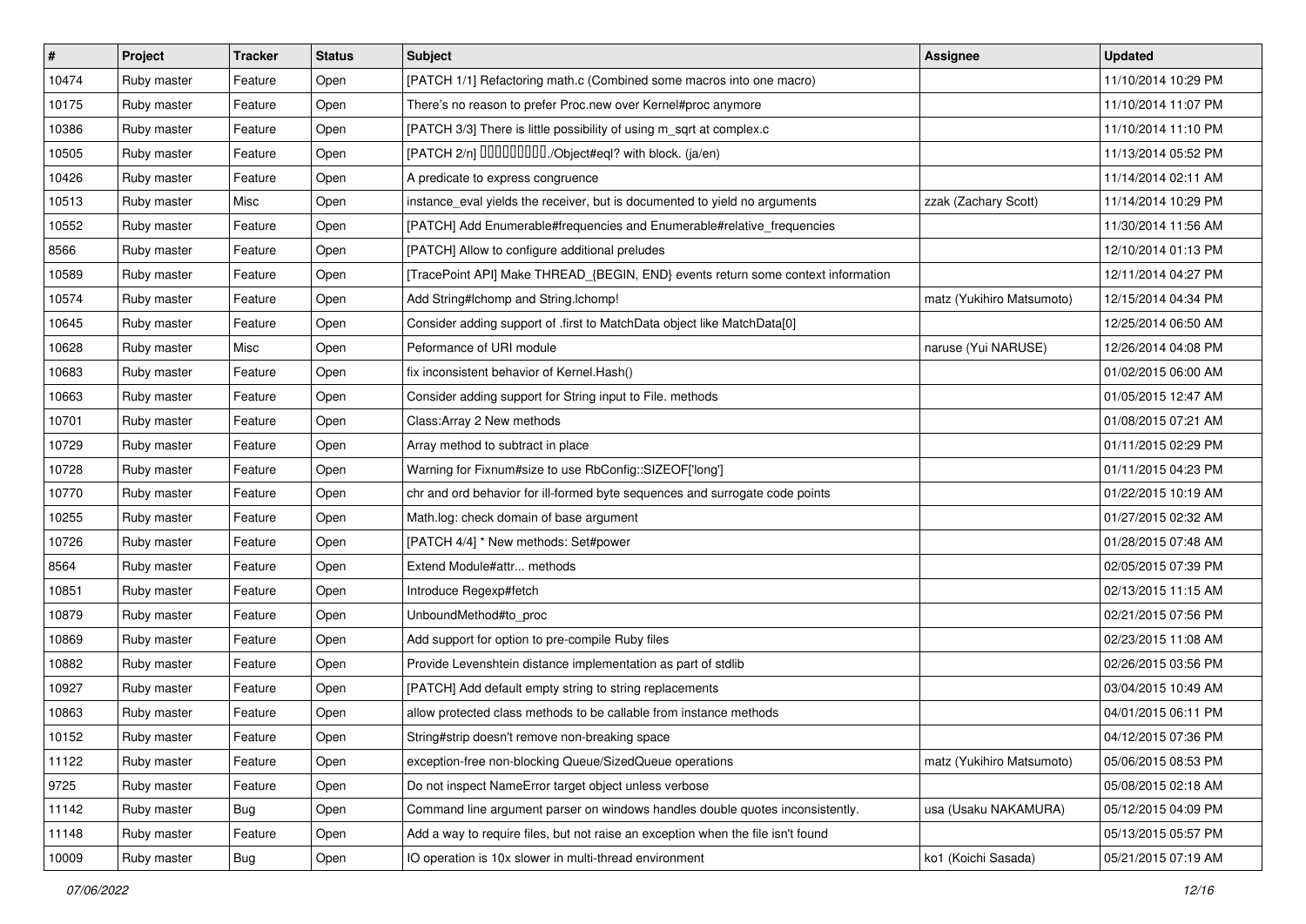| # | Project | Tracker | Status | Subject | Assignee | Updated |
|---|---|---|---|---|---|---|
| 10474 | Ruby master | Feature | Open | [PATCH 1/1] Refactoring math.c (Combined some macros into one macro) | | 11/10/2014 10:29 PM |
| 10175 | Ruby master | Feature | Open | There’s no reason to prefer Proc.new over Kernel#proc anymore | | 11/10/2014 11:07 PM |
| 10386 | Ruby master | Feature | Open | [PATCH 3/3] There is little possibility of using m_sqrt at complex.c | | 11/10/2014 11:10 PM |
| 10505 | Ruby master | Feature | Open | [PATCH 2/n] □□□□□□□□□./Object#eql? with block. (ja/en) | | 11/13/2014 05:52 PM |
| 10426 | Ruby master | Feature | Open | A predicate to express congruence | | 11/14/2014 02:11 AM |
| 10513 | Ruby master | Misc | Open | instance_eval yields the receiver, but is documented to yield no arguments | zzak (Zachary Scott) | 11/14/2014 10:29 PM |
| 10552 | Ruby master | Feature | Open | [PATCH] Add Enumerable#frequencies and Enumerable#relative_frequencies | | 11/30/2014 11:56 AM |
| 8566 | Ruby master | Feature | Open | [PATCH] Allow to configure additional preludes | | 12/10/2014 01:13 PM |
| 10589 | Ruby master | Feature | Open | [TracePoint API] Make THREAD_{BEGIN, END} events return some context information | | 12/11/2014 04:27 PM |
| 10574 | Ruby master | Feature | Open | Add String#lchomp and String.lchomp! | matz (Yukihiro Matsumoto) | 12/15/2014 04:34 PM |
| 10645 | Ruby master | Feature | Open | Consider adding support of .first to MatchData object like MatchData[0] | | 12/25/2014 06:50 AM |
| 10628 | Ruby master | Misc | Open | Peformance of URI module | naruse (Yui NARUSE) | 12/26/2014 04:08 PM |
| 10683 | Ruby master | Feature | Open | fix inconsistent behavior of Kernel.Hash() | | 01/02/2015 06:00 AM |
| 10663 | Ruby master | Feature | Open | Consider adding support for String input to File. methods | | 01/05/2015 12:47 AM |
| 10701 | Ruby master | Feature | Open | Class:Array 2 New methods | | 01/08/2015 07:21 AM |
| 10729 | Ruby master | Feature | Open | Array method to subtract in place | | 01/11/2015 02:29 PM |
| 10728 | Ruby master | Feature | Open | Warning for Fixnum#size to use RbConfig::SIZEOF['long'] | | 01/11/2015 04:23 PM |
| 10770 | Ruby master | Feature | Open | chr and ord behavior for ill-formed byte sequences and surrogate code points | | 01/22/2015 10:19 AM |
| 10255 | Ruby master | Feature | Open | Math.log: check domain of base argument | | 01/27/2015 02:32 AM |
| 10726 | Ruby master | Feature | Open | [PATCH 4/4] * New methods: Set#power | | 01/28/2015 07:48 AM |
| 8564 | Ruby master | Feature | Open | Extend Module#attr... methods | | 02/05/2015 07:39 PM |
| 10851 | Ruby master | Feature | Open | Introduce Regexp#fetch | | 02/13/2015 11:15 AM |
| 10879 | Ruby master | Feature | Open | UnboundMethod#to_proc | | 02/21/2015 07:56 PM |
| 10869 | Ruby master | Feature | Open | Add support for option to pre-compile Ruby files | | 02/23/2015 11:08 AM |
| 10882 | Ruby master | Feature | Open | Provide Levenshtein distance implementation as part of stdlib | | 02/26/2015 03:56 PM |
| 10927 | Ruby master | Feature | Open | [PATCH] Add default empty string to string replacements | | 03/04/2015 10:49 AM |
| 10863 | Ruby master | Feature | Open | allow protected class methods to be callable from instance methods | | 04/01/2015 06:11 PM |
| 10152 | Ruby master | Feature | Open | String#strip doesn't remove non-breaking space | | 04/12/2015 07:36 PM |
| 11122 | Ruby master | Feature | Open | exception-free non-blocking Queue/SizedQueue operations | matz (Yukihiro Matsumoto) | 05/06/2015 08:53 PM |
| 9725 | Ruby master | Feature | Open | Do not inspect NameError target object unless verbose | | 05/08/2015 02:18 AM |
| 11142 | Ruby master | Bug | Open | Command line argument parser on windows handles double quotes inconsistently. | usa (Usaku NAKAMURA) | 05/12/2015 04:09 PM |
| 11148 | Ruby master | Feature | Open | Add a way to require files, but not raise an exception when the file isn't found | | 05/13/2015 05:57 PM |
| 10009 | Ruby master | Bug | Open | IO operation is 10x slower in multi-thread environment | ko1 (Koichi Sasada) | 05/21/2015 07:19 AM |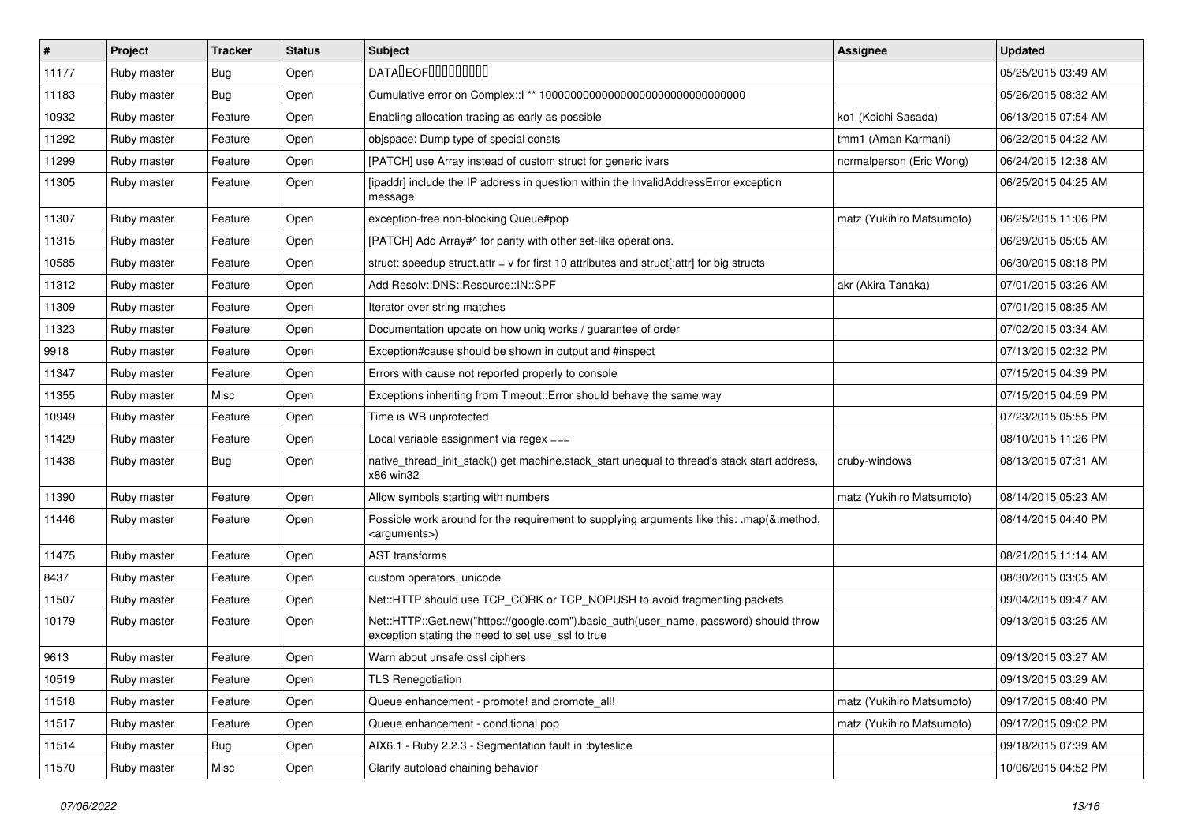| # | Project | Tracker | Status | Subject | Assignee | Updated |
|---|---|---|---|---|---|---|
| 11177 | Ruby master | Bug | Open | DATA�EOF��������� | | 05/25/2015 03:49 AM |
| 11183 | Ruby master | Bug | Open | Cumulative error on Complex::I ** 100000000000000000000000000000000 | | 05/26/2015 08:32 AM |
| 10932 | Ruby master | Feature | Open | Enabling allocation tracing as early as possible | ko1 (Koichi Sasada) | 06/13/2015 07:54 AM |
| 11292 | Ruby master | Feature | Open | objspace: Dump type of special consts | tmm1 (Aman Karmani) | 06/22/2015 04:22 AM |
| 11299 | Ruby master | Feature | Open | [PATCH] use Array instead of custom struct for generic ivars | normalperson (Eric Wong) | 06/24/2015 12:38 AM |
| 11305 | Ruby master | Feature | Open | [ipaddr] include the IP address in question within the InvalidAddressError exception message | | 06/25/2015 04:25 AM |
| 11307 | Ruby master | Feature | Open | exception-free non-blocking Queue#pop | matz (Yukihiro Matsumoto) | 06/25/2015 11:06 PM |
| 11315 | Ruby master | Feature | Open | [PATCH] Add Array#^ for parity with other set-like operations. | | 06/29/2015 05:05 AM |
| 10585 | Ruby master | Feature | Open | struct: speedup struct.attr = v for first 10 attributes and struct[:attr] for big structs | | 06/30/2015 08:18 PM |
| 11312 | Ruby master | Feature | Open | Add Resolv::DNS::Resource::IN::SPF | akr (Akira Tanaka) | 07/01/2015 03:26 AM |
| 11309 | Ruby master | Feature | Open | Iterator over string matches | | 07/01/2015 08:35 AM |
| 11323 | Ruby master | Feature | Open | Documentation update on how uniq works / guarantee of order | | 07/02/2015 03:34 AM |
| 9918 | Ruby master | Feature | Open | Exception#cause should be shown in output and #inspect | | 07/13/2015 02:32 PM |
| 11347 | Ruby master | Feature | Open | Errors with cause not reported properly to console | | 07/15/2015 04:39 PM |
| 11355 | Ruby master | Misc | Open | Exceptions inheriting from Timeout::Error should behave the same way | | 07/15/2015 04:59 PM |
| 10949 | Ruby master | Feature | Open | Time is WB unprotected | | 07/23/2015 05:55 PM |
| 11429 | Ruby master | Feature | Open | Local variable assignment via regex === | | 08/10/2015 11:26 PM |
| 11438 | Ruby master | Bug | Open | native_thread_init_stack() get machine.stack_start unequal to thread's stack start address, x86 win32 | cruby-windows | 08/13/2015 07:31 AM |
| 11390 | Ruby master | Feature | Open | Allow symbols starting with numbers | matz (Yukihiro Matsumoto) | 08/14/2015 05:23 AM |
| 11446 | Ruby master | Feature | Open | Possible work around for the requirement to supplying arguments like this: .map(&:method, <arguments>) | | 08/14/2015 04:40 PM |
| 11475 | Ruby master | Feature | Open | AST transforms | | 08/21/2015 11:14 AM |
| 8437 | Ruby master | Feature | Open | custom operators, unicode | | 08/30/2015 03:05 AM |
| 11507 | Ruby master | Feature | Open | Net::HTTP should use TCP_CORK or TCP_NOPUSH to avoid fragmenting packets | | 09/04/2015 09:47 AM |
| 10179 | Ruby master | Feature | Open | Net::HTTP::Get.new("https://google.com").basic_auth(user_name, password) should throw exception stating the need to set use_ssl to true | | 09/13/2015 03:25 AM |
| 9613 | Ruby master | Feature | Open | Warn about unsafe ossl ciphers | | 09/13/2015 03:27 AM |
| 10519 | Ruby master | Feature | Open | TLS Renegotiation | | 09/13/2015 03:29 AM |
| 11518 | Ruby master | Feature | Open | Queue enhancement - promote! and promote_all! | matz (Yukihiro Matsumoto) | 09/17/2015 08:40 PM |
| 11517 | Ruby master | Feature | Open | Queue enhancement - conditional pop | matz (Yukihiro Matsumoto) | 09/17/2015 09:02 PM |
| 11514 | Ruby master | Bug | Open | AIX6.1 - Ruby 2.2.3 - Segmentation fault in :byteslice | | 09/18/2015 07:39 AM |
| 11570 | Ruby master | Misc | Open | Clarify autoload chaining behavior | | 10/06/2015 04:52 PM |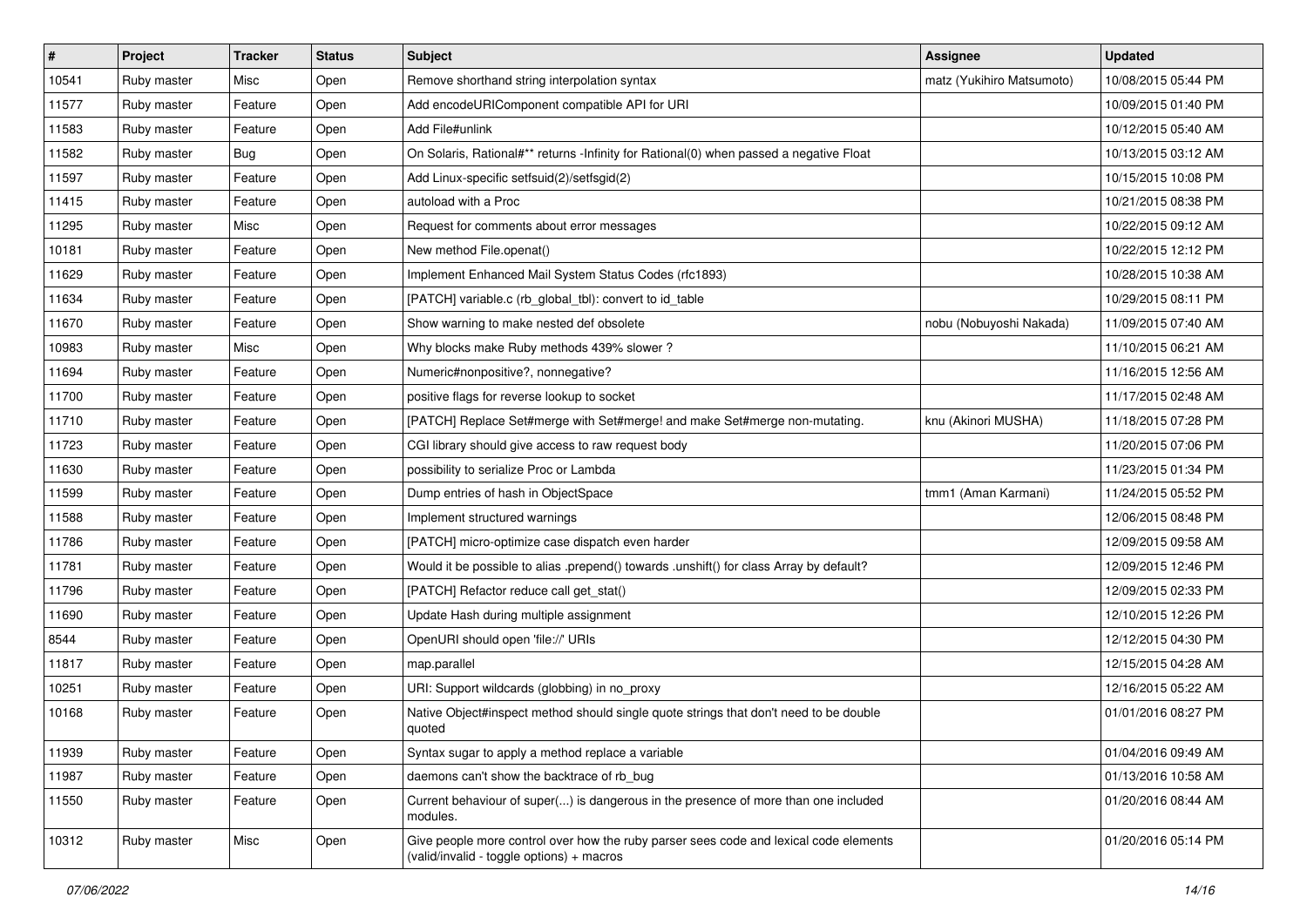| # | Project | Tracker | Status | Subject | Assignee | Updated |
|---|---|---|---|---|---|---|
| 10541 | Ruby master | Misc | Open | Remove shorthand string interpolation syntax | matz (Yukihiro Matsumoto) | 10/08/2015 05:44 PM |
| 11577 | Ruby master | Feature | Open | Add encodeURIComponent compatible API for URI | | 10/09/2015 01:40 PM |
| 11583 | Ruby master | Feature | Open | Add File#unlink | | 10/12/2015 05:40 AM |
| 11582 | Ruby master | Bug | Open | On Solaris, Rational#** returns -Infinity for Rational(0) when passed a negative Float | | 10/13/2015 03:12 AM |
| 11597 | Ruby master | Feature | Open | Add Linux-specific setfsuid(2)/setfsgid(2) | | 10/15/2015 10:08 PM |
| 11415 | Ruby master | Feature | Open | autoload with a Proc | | 10/21/2015 08:38 PM |
| 11295 | Ruby master | Misc | Open | Request for comments about error messages | | 10/22/2015 09:12 AM |
| 10181 | Ruby master | Feature | Open | New method File.openat() | | 10/22/2015 12:12 PM |
| 11629 | Ruby master | Feature | Open | Implement Enhanced Mail System Status Codes (rfc1893) | | 10/28/2015 10:38 AM |
| 11634 | Ruby master | Feature | Open | [PATCH] variable.c (rb_global_tbl): convert to id_table | | 10/29/2015 08:11 PM |
| 11670 | Ruby master | Feature | Open | Show warning to make nested def obsolete | nobu (Nobuyoshi Nakada) | 11/09/2015 07:40 AM |
| 10983 | Ruby master | Misc | Open | Why blocks make Ruby methods 439% slower ? | | 11/10/2015 06:21 AM |
| 11694 | Ruby master | Feature | Open | Numeric#nonpositive?, nonnegative? | | 11/16/2015 12:56 AM |
| 11700 | Ruby master | Feature | Open | positive flags for reverse lookup to socket | | 11/17/2015 02:48 AM |
| 11710 | Ruby master | Feature | Open | [PATCH] Replace Set#merge with Set#merge! and make Set#merge non-mutating. | knu (Akinori MUSHA) | 11/18/2015 07:28 PM |
| 11723 | Ruby master | Feature | Open | CGI library should give access to raw request body | | 11/20/2015 07:06 PM |
| 11630 | Ruby master | Feature | Open | possibility to serialize Proc or Lambda | | 11/23/2015 01:34 PM |
| 11599 | Ruby master | Feature | Open | Dump entries of hash in ObjectSpace | tmm1 (Aman Karmani) | 11/24/2015 05:52 PM |
| 11588 | Ruby master | Feature | Open | Implement structured warnings | | 12/06/2015 08:48 PM |
| 11786 | Ruby master | Feature | Open | [PATCH] micro-optimize case dispatch even harder | | 12/09/2015 09:58 AM |
| 11781 | Ruby master | Feature | Open | Would it be possible to alias .prepend() towards .unshift() for class Array by default? | | 12/09/2015 12:46 PM |
| 11796 | Ruby master | Feature | Open | [PATCH] Refactor reduce call get_stat() | | 12/09/2015 02:33 PM |
| 11690 | Ruby master | Feature | Open | Update Hash during multiple assignment | | 12/10/2015 12:26 PM |
| 8544 | Ruby master | Feature | Open | OpenURI should open 'file://' URIs | | 12/12/2015 04:30 PM |
| 11817 | Ruby master | Feature | Open | map.parallel | | 12/15/2015 04:28 AM |
| 10251 | Ruby master | Feature | Open | URI: Support wildcards (globbing) in no_proxy | | 12/16/2015 05:22 AM |
| 10168 | Ruby master | Feature | Open | Native Object#inspect method should single quote strings that don't need to be double quoted | | 01/01/2016 08:27 PM |
| 11939 | Ruby master | Feature | Open | Syntax sugar to apply a method replace a variable | | 01/04/2016 09:49 AM |
| 11987 | Ruby master | Feature | Open | daemons can't show the backtrace of rb_bug | | 01/13/2016 10:58 AM |
| 11550 | Ruby master | Feature | Open | Current behaviour of super(...) is dangerous in the presence of more than one included modules. | | 01/20/2016 08:44 AM |
| 10312 | Ruby master | Misc | Open | Give people more control over how the ruby parser sees code and lexical code elements (valid/invalid - toggle options) + macros | | 01/20/2016 05:14 PM |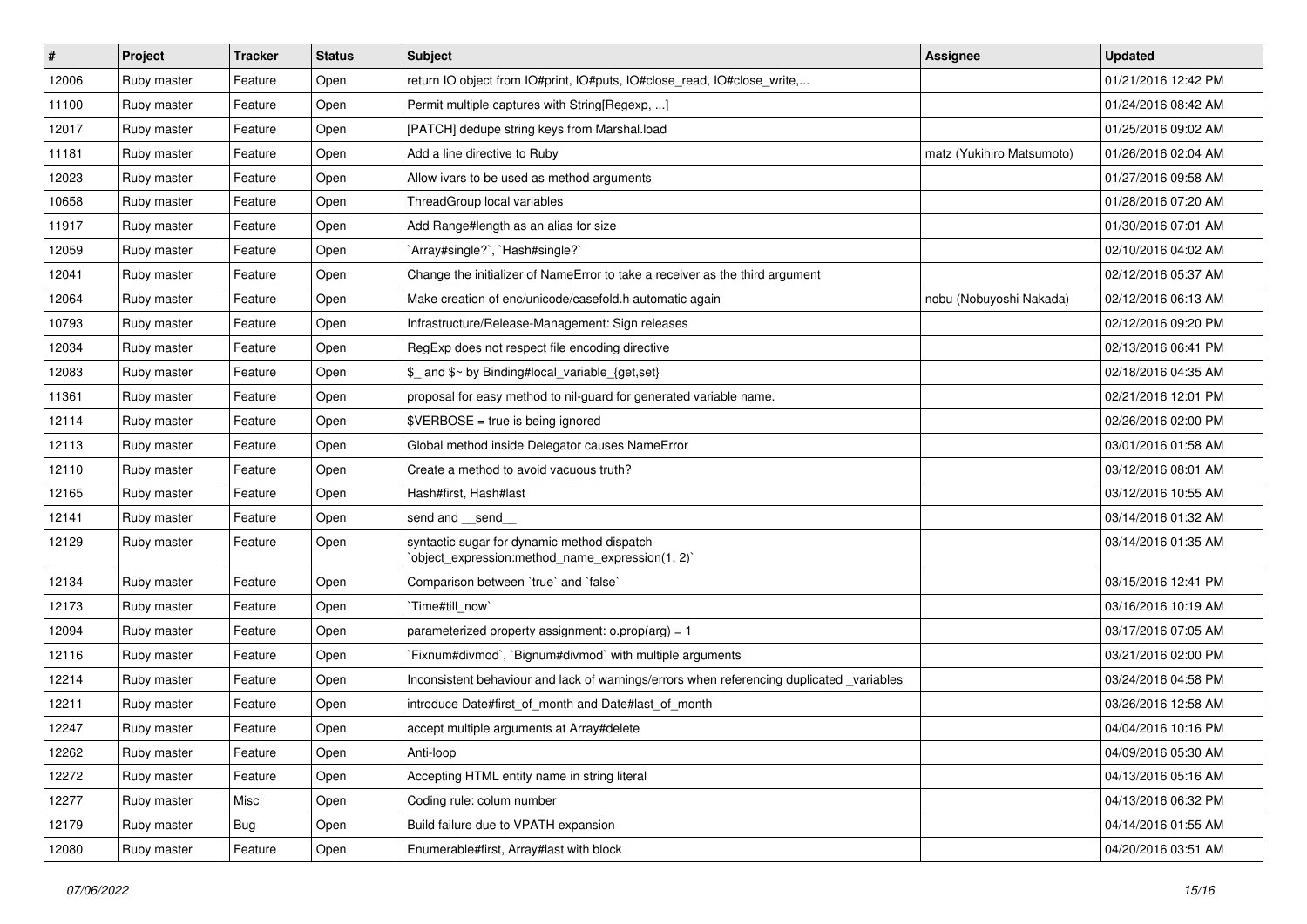| # | Project | Tracker | Status | Subject | Assignee | Updated |
|---|---|---|---|---|---|---|
| 12006 | Ruby master | Feature | Open | return IO object from IO#print, IO#puts, IO#close_read, IO#close_write,... | | 01/21/2016 12:42 PM |
| 11100 | Ruby master | Feature | Open | Permit multiple captures with String[Regexp, ...] | | 01/24/2016 08:42 AM |
| 12017 | Ruby master | Feature | Open | [PATCH] dedupe string keys from Marshal.load | | 01/25/2016 09:02 AM |
| 11181 | Ruby master | Feature | Open | Add a line directive to Ruby | matz (Yukihiro Matsumoto) | 01/26/2016 02:04 AM |
| 12023 | Ruby master | Feature | Open | Allow ivars to be used as method arguments | | 01/27/2016 09:58 AM |
| 10658 | Ruby master | Feature | Open | ThreadGroup local variables | | 01/28/2016 07:20 AM |
| 11917 | Ruby master | Feature | Open | Add Range#length as an alias for size | | 01/30/2016 07:01 AM |
| 12059 | Ruby master | Feature | Open | `Array#single?`, `Hash#single?` | | 02/10/2016 04:02 AM |
| 12041 | Ruby master | Feature | Open | Change the initializer of NameError to take a receiver as the third argument | | 02/12/2016 05:37 AM |
| 12064 | Ruby master | Feature | Open | Make creation of enc/unicode/casefold.h automatic again | nobu (Nobuyoshi Nakada) | 02/12/2016 06:13 AM |
| 10793 | Ruby master | Feature | Open | Infrastructure/Release-Management: Sign releases | | 02/12/2016 09:20 PM |
| 12034 | Ruby master | Feature | Open | RegExp does not respect file encoding directive | | 02/13/2016 06:41 PM |
| 12083 | Ruby master | Feature | Open | $_ and $~ by Binding#local_variable_{get,set} | | 02/18/2016 04:35 AM |
| 11361 | Ruby master | Feature | Open | proposal for easy method to nil-guard for generated variable name. | | 02/21/2016 12:01 PM |
| 12114 | Ruby master | Feature | Open | $VERBOSE = true is being ignored | | 02/26/2016 02:00 PM |
| 12113 | Ruby master | Feature | Open | Global method inside Delegator causes NameError | | 03/01/2016 01:58 AM |
| 12110 | Ruby master | Feature | Open | Create a method to avoid vacuous truth? | | 03/12/2016 08:01 AM |
| 12165 | Ruby master | Feature | Open | Hash#first, Hash#last | | 03/12/2016 10:55 AM |
| 12141 | Ruby master | Feature | Open | send and __send__ | | 03/14/2016 01:32 AM |
| 12129 | Ruby master | Feature | Open | syntactic sugar for dynamic method dispatch `object_expression:method_name_expression(1, 2)` | | 03/14/2016 01:35 AM |
| 12134 | Ruby master | Feature | Open | Comparison between `true` and `false` | | 03/15/2016 12:41 PM |
| 12173 | Ruby master | Feature | Open | `Time#till_now` | | 03/16/2016 10:19 AM |
| 12094 | Ruby master | Feature | Open | parameterized property assignment: o.prop(arg) = 1 | | 03/17/2016 07:05 AM |
| 12116 | Ruby master | Feature | Open | `Fixnum#divmod`, `Bignum#divmod` with multiple arguments | | 03/21/2016 02:00 PM |
| 12214 | Ruby master | Feature | Open | Inconsistent behaviour and lack of warnings/errors when referencing duplicated _variables | | 03/24/2016 04:58 PM |
| 12211 | Ruby master | Feature | Open | introduce Date#first_of_month and Date#last_of_month | | 03/26/2016 12:58 AM |
| 12247 | Ruby master | Feature | Open | accept multiple arguments at Array#delete | | 04/04/2016 10:16 PM |
| 12262 | Ruby master | Feature | Open | Anti-loop | | 04/09/2016 05:30 AM |
| 12272 | Ruby master | Feature | Open | Accepting HTML entity name in string literal | | 04/13/2016 05:16 AM |
| 12277 | Ruby master | Misc | Open | Coding rule: colum number | | 04/13/2016 06:32 PM |
| 12179 | Ruby master | Bug | Open | Build failure due to VPATH expansion | | 04/14/2016 01:55 AM |
| 12080 | Ruby master | Feature | Open | Enumerable#first, Array#last with block | | 04/20/2016 03:51 AM |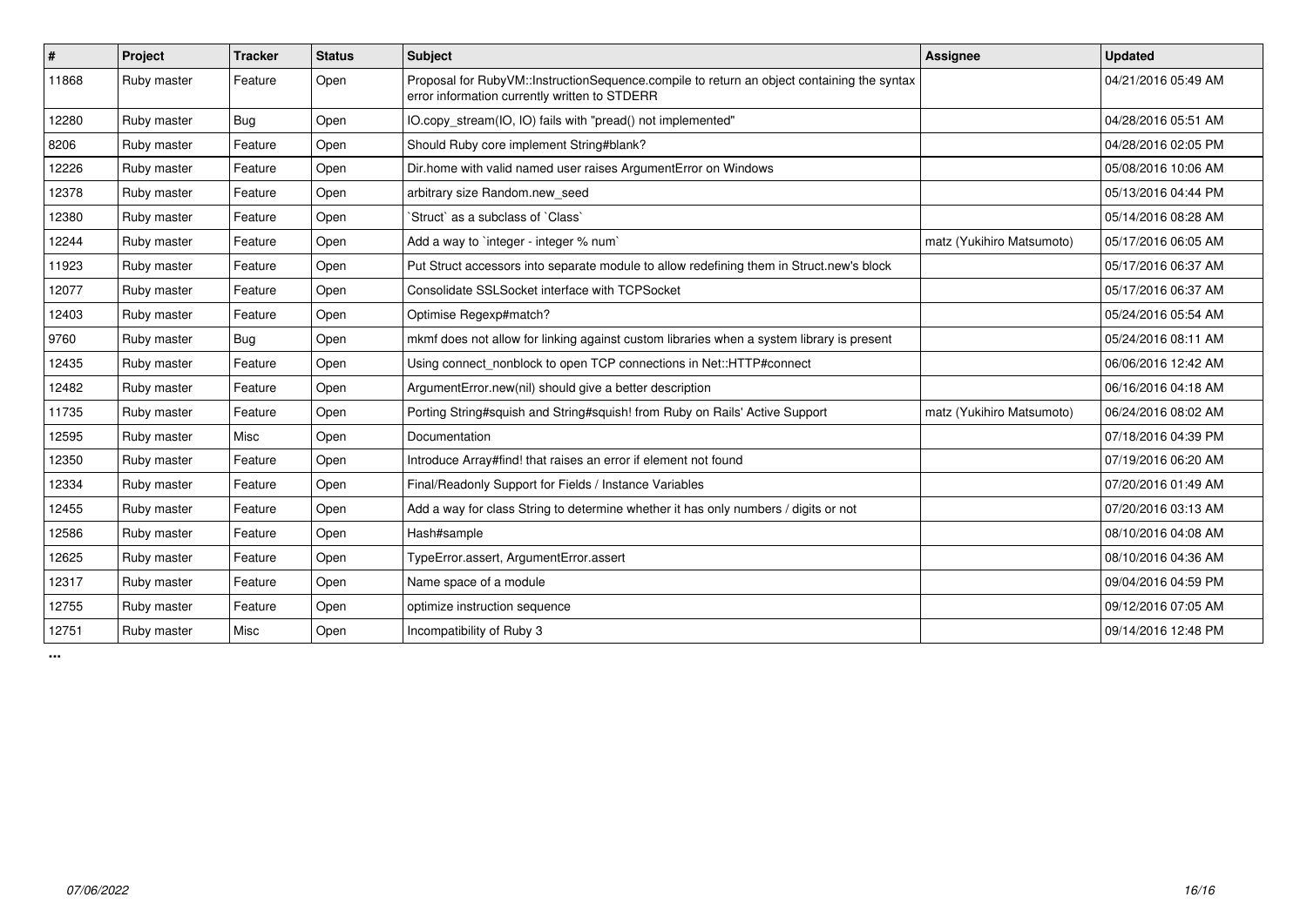| # | Project | Tracker | Status | Subject | Assignee | Updated |
|---|---|---|---|---|---|---|
| 11868 | Ruby master | Feature | Open | Proposal for RubyVM::InstructionSequence.compile to return an object containing the syntax error information currently written to STDERR | | 04/21/2016 05:49 AM |
| 12280 | Ruby master | Bug | Open | IO.copy_stream(IO, IO) fails with "pread() not implemented" | | 04/28/2016 05:51 AM |
| 8206 | Ruby master | Feature | Open | Should Ruby core implement String#blank? | | 04/28/2016 02:05 PM |
| 12226 | Ruby master | Feature | Open | Dir.home with valid named user raises ArgumentError on Windows | | 05/08/2016 10:06 AM |
| 12378 | Ruby master | Feature | Open | arbitrary size Random.new_seed | | 05/13/2016 04:44 PM |
| 12380 | Ruby master | Feature | Open | `Struct` as a subclass of `Class` | | 05/14/2016 08:28 AM |
| 12244 | Ruby master | Feature | Open | Add a way to `integer - integer % num` | matz (Yukihiro Matsumoto) | 05/17/2016 06:05 AM |
| 11923 | Ruby master | Feature | Open | Put Struct accessors into separate module to allow redefining them in Struct.new's block | | 05/17/2016 06:37 AM |
| 12077 | Ruby master | Feature | Open | Consolidate SSLSocket interface with TCPSocket | | 05/17/2016 06:37 AM |
| 12403 | Ruby master | Feature | Open | Optimise Regexp#match? | | 05/24/2016 05:54 AM |
| 9760 | Ruby master | Bug | Open | mkmf does not allow for linking against custom libraries when a system library is present | | 05/24/2016 08:11 AM |
| 12435 | Ruby master | Feature | Open | Using connect_nonblock to open TCP connections in Net::HTTP#connect | | 06/06/2016 12:42 AM |
| 12482 | Ruby master | Feature | Open | ArgumentError.new(nil) should give a better description | | 06/16/2016 04:18 AM |
| 11735 | Ruby master | Feature | Open | Porting String#squish and String#squish! from Ruby on Rails' Active Support | matz (Yukihiro Matsumoto) | 06/24/2016 08:02 AM |
| 12595 | Ruby master | Misc | Open | Documentation | | 07/18/2016 04:39 PM |
| 12350 | Ruby master | Feature | Open | Introduce Array#find! that raises an error if element not found | | 07/19/2016 06:20 AM |
| 12334 | Ruby master | Feature | Open | Final/Readonly Support for Fields / Instance Variables | | 07/20/2016 01:49 AM |
| 12455 | Ruby master | Feature | Open | Add a way for class String to determine whether it has only numbers / digits or not | | 07/20/2016 03:13 AM |
| 12586 | Ruby master | Feature | Open | Hash#sample | | 08/10/2016 04:08 AM |
| 12625 | Ruby master | Feature | Open | TypeError.assert, ArgumentError.assert | | 08/10/2016 04:36 AM |
| 12317 | Ruby master | Feature | Open | Name space of a module | | 09/04/2016 04:59 PM |
| 12755 | Ruby master | Feature | Open | optimize instruction sequence | | 09/12/2016 07:05 AM |
| 12751 | Ruby master | Misc | Open | Incompatibility of Ruby 3 | | 09/14/2016 12:48 PM |

...